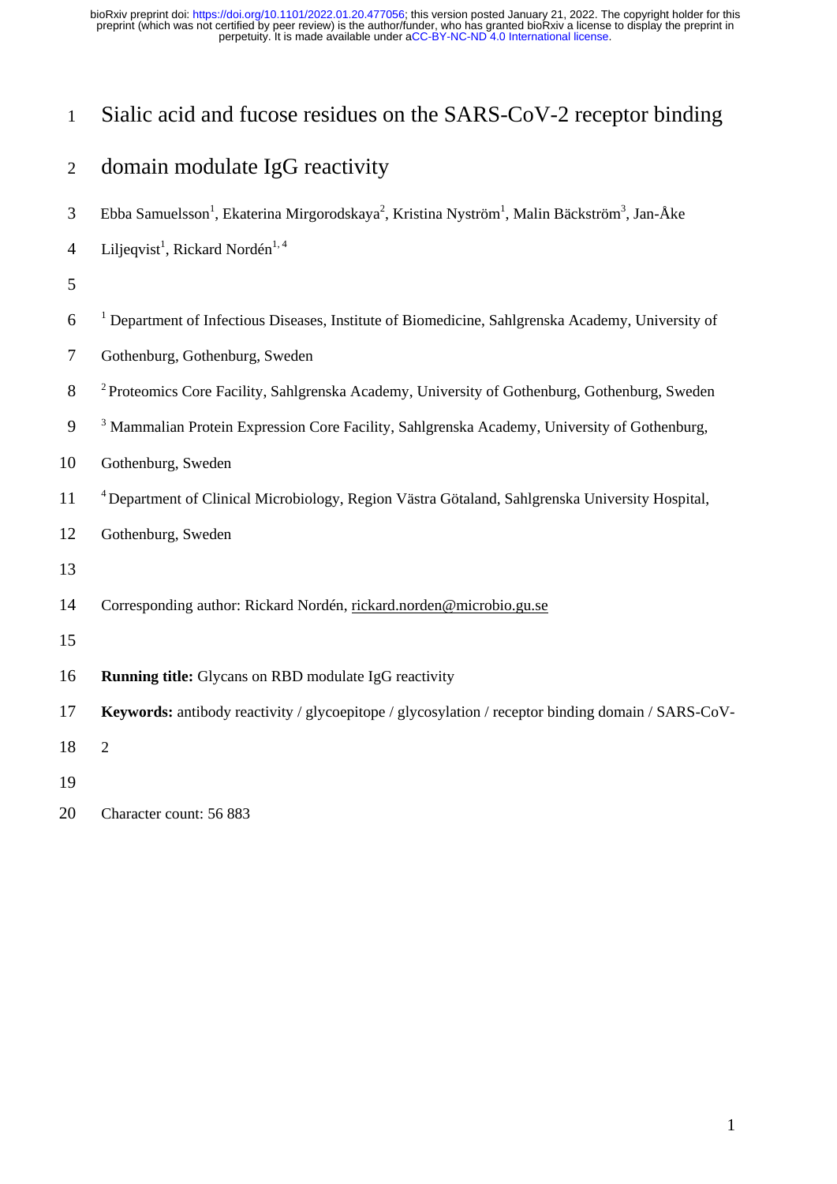# Sialic acid and fucose residues on the SARS-CoV-2 receptor binding domain modulate IgG reactivity

Ebba Samuelsson[1], Ekaterina Mirgorodskaya[2], Kristina Nyström[1], Malin Bäckström[3], Jan-Åke Liljeqvist[1], Rickard Nordén[1, 4]

[1] Department of Infectious Diseases, Institute of Biomedicine, Sahlgrenska Academy, University of Gothenburg, Gothenburg, Sweden

[2] Proteomics Core Facility, Sahlgrenska Academy, University of Gothenburg, Gothenburg, Sweden

[3] Mammalian Protein Expression Core Facility, Sahlgrenska Academy, University of Gothenburg, Gothenburg, Sweden

[4] Department of Clinical Microbiology, Region Västra Götaland, Sahlgrenska University Hospital, Gothenburg, Sweden

Corresponding author: Rickard Nordén, rickard.norden@microbio.gu.se

**Running title:** Glycans on RBD modulate IgG reactivity

**Keywords:** antibody reactivity / glycoepitope / glycosylation / receptor binding domain / SARS-CoV-2

Character count: 56 883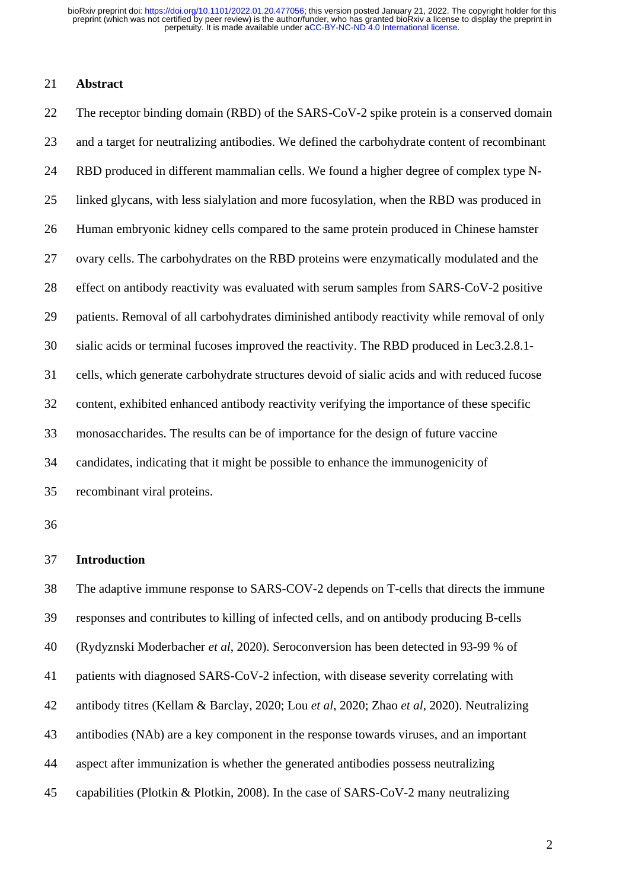## Abstract

The receptor binding domain (RBD) of the SARS-CoV-2 spike protein is a conserved domain and a target for neutralizing antibodies. We defined the carbohydrate content of recombinant RBD produced in different mammalian cells. We found a higher degree of complex type N-linked glycans, with less sialylation and more fucosylation, when the RBD was produced in Human embryonic kidney cells compared to the same protein produced in Chinese hamster ovary cells. The carbohydrates on the RBD proteins were enzymatically modulated and the effect on antibody reactivity was evaluated with serum samples from SARS-CoV-2 positive patients. Removal of all carbohydrates diminished antibody reactivity while removal of only sialic acids or terminal fucoses improved the reactivity. The RBD produced in Lec3.2.8.1-cells, which generate carbohydrate structures devoid of sialic acids and with reduced fucose content, exhibited enhanced antibody reactivity verifying the importance of these specific monosaccharides. The results can be of importance for the design of future vaccine candidates, indicating that it might be possible to enhance the immunogenicity of recombinant viral proteins.

## Introduction

The adaptive immune response to SARS-COV-2 depends on T-cells that directs the immune responses and contributes to killing of infected cells, and on antibody producing B-cells (Rydyznski Moderbacher *et al*, 2020). Seroconversion has been detected in 93-99 % of patients with diagnosed SARS-CoV-2 infection, with disease severity correlating with antibody titres (Kellam & Barclay, 2020; Lou *et al*, 2020; Zhao *et al*, 2020). Neutralizing antibodies (NAb) are a key component in the response towards viruses, and an important aspect after immunization is whether the generated antibodies possess neutralizing capabilities (Plotkin & Plotkin, 2008). In the case of SARS-CoV-2 many neutralizing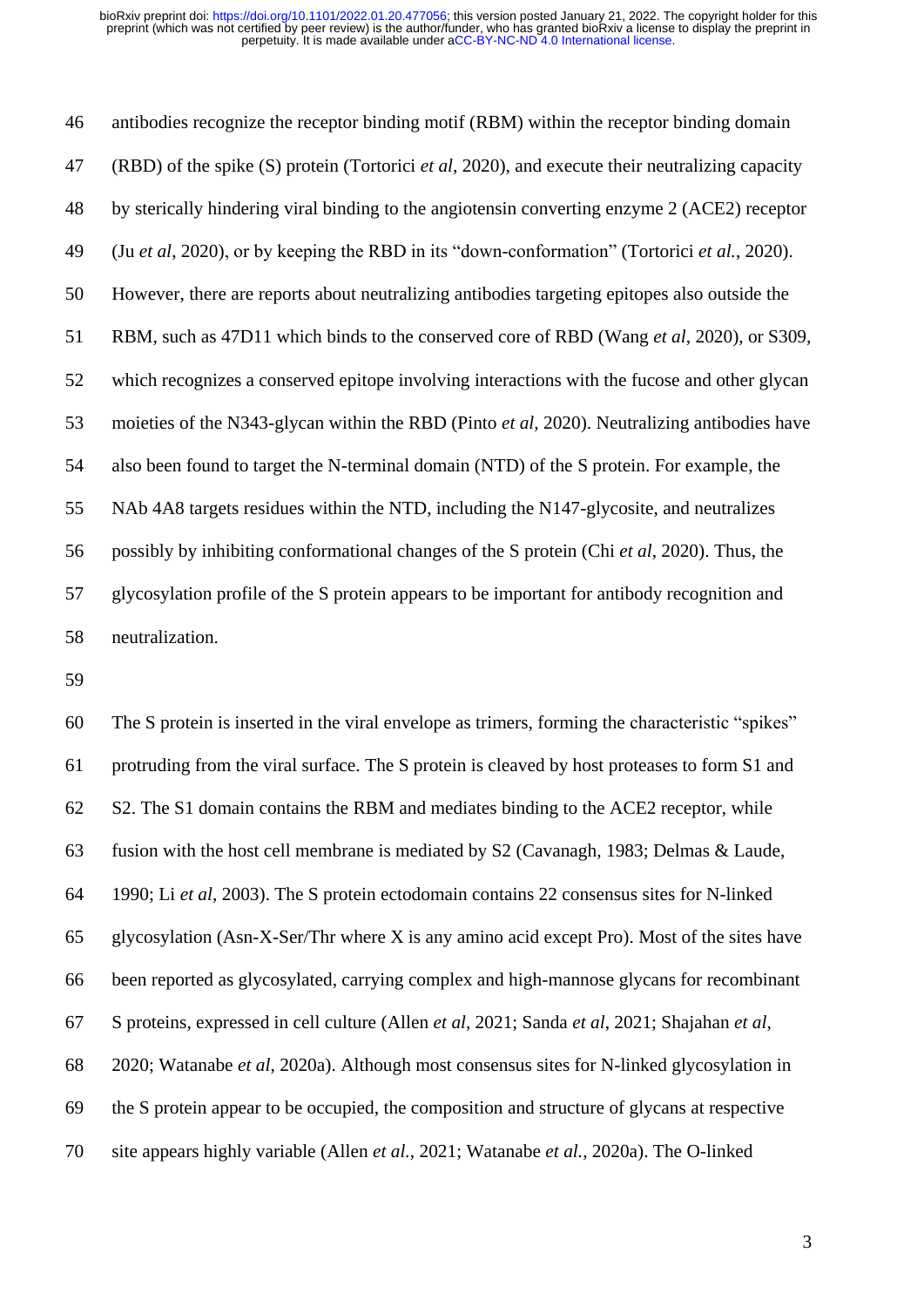antibodies recognize the receptor binding motif (RBM) within the receptor binding domain (RBD) of the spike (S) protein (Tortorici *et al*, 2020), and execute their neutralizing capacity by sterically hindering viral binding to the angiotensin converting enzyme 2 (ACE2) receptor (Ju *et al*, 2020), or by keeping the RBD in its "down-conformation" (Tortorici *et al.*, 2020). However, there are reports about neutralizing antibodies targeting epitopes also outside the RBM, such as 47D11 which binds to the conserved core of RBD (Wang *et al*, 2020), or S309, which recognizes a conserved epitope involving interactions with the fucose and other glycan moieties of the N343-glycan within the RBD (Pinto *et al*, 2020). Neutralizing antibodies have also been found to target the N-terminal domain (NTD) of the S protein. For example, the NAb 4A8 targets residues within the NTD, including the N147-glycosite, and neutralizes possibly by inhibiting conformational changes of the S protein (Chi *et al*, 2020). Thus, the glycosylation profile of the S protein appears to be important for antibody recognition and neutralization.

The S protein is inserted in the viral envelope as trimers, forming the characteristic "spikes" protruding from the viral surface. The S protein is cleaved by host proteases to form S1 and S2. The S1 domain contains the RBM and mediates binding to the ACE2 receptor, while fusion with the host cell membrane is mediated by S2 (Cavanagh, 1983; Delmas & Laude, 1990; Li *et al*, 2003). The S protein ectodomain contains 22 consensus sites for N-linked glycosylation (Asn-X-Ser/Thr where X is any amino acid except Pro). Most of the sites have been reported as glycosylated, carrying complex and high-mannose glycans for recombinant S proteins, expressed in cell culture (Allen *et al*, 2021; Sanda *et al*, 2021; Shajahan *et al*, 2020; Watanabe *et al*, 2020a). Although most consensus sites for N-linked glycosylation in the S protein appear to be occupied, the composition and structure of glycans at respective site appears highly variable (Allen *et al.*, 2021; Watanabe *et al.*, 2020a). The O-linked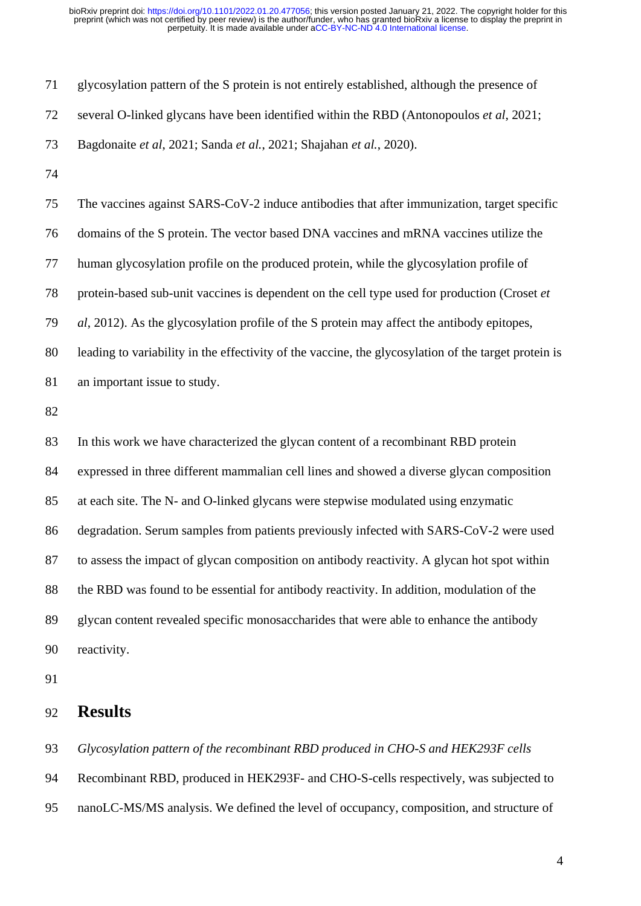glycosylation pattern of the S protein is not entirely established, although the presence of several O-linked glycans have been identified within the RBD (Antonopoulos *et al*, 2021; Bagdonaite *et al*, 2021; Sanda *et al.*, 2021; Shajahan *et al.*, 2020).

The vaccines against SARS-CoV-2 induce antibodies that after immunization, target specific domains of the S protein. The vector based DNA vaccines and mRNA vaccines utilize the human glycosylation profile on the produced protein, while the glycosylation profile of protein-based sub-unit vaccines is dependent on the cell type used for production (Croset *et al*, 2012). As the glycosylation profile of the S protein may affect the antibody epitopes, leading to variability in the effectivity of the vaccine, the glycosylation of the target protein is an important issue to study.

In this work we have characterized the glycan content of a recombinant RBD protein expressed in three different mammalian cell lines and showed a diverse glycan composition at each site. The N- and O-linked glycans were stepwise modulated using enzymatic degradation. Serum samples from patients previously infected with SARS-CoV-2 were used to assess the impact of glycan composition on antibody reactivity. A glycan hot spot within the RBD was found to be essential for antibody reactivity. In addition, modulation of the glycan content revealed specific monosaccharides that were able to enhance the antibody reactivity.

## Results

*Glycosylation pattern of the recombinant RBD produced in CHO-S and HEK293F cells*

Recombinant RBD, produced in HEK293F- and CHO-S-cells respectively, was subjected to nanoLC-MS/MS analysis. We defined the level of occupancy, composition, and structure of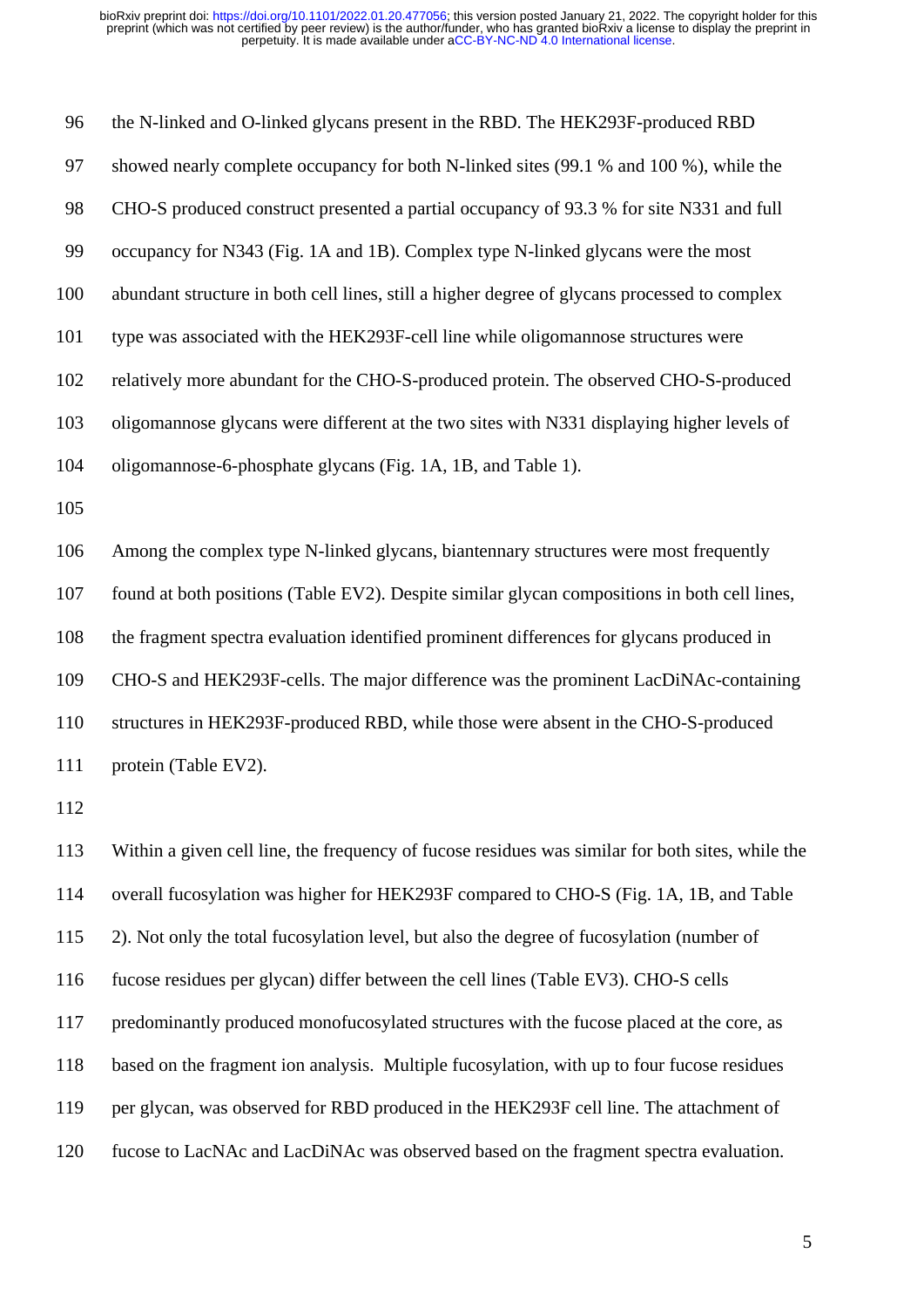the N-linked and O-linked glycans present in the RBD. The HEK293F-produced RBD showed nearly complete occupancy for both N-linked sites (99.1 % and 100 %), while the CHO-S produced construct presented a partial occupancy of 93.3 % for site N331 and full occupancy for N343 (Fig. 1A and 1B). Complex type N-linked glycans were the most abundant structure in both cell lines, still a higher degree of glycans processed to complex type was associated with the HEK293F-cell line while oligomannose structures were relatively more abundant for the CHO-S-produced protein. The observed CHO-S-produced oligomannose glycans were different at the two sites with N331 displaying higher levels of oligomannose-6-phosphate glycans (Fig. 1A, 1B, and Table 1).

Among the complex type N-linked glycans, biantennary structures were most frequently found at both positions (Table EV2). Despite similar glycan compositions in both cell lines, the fragment spectra evaluation identified prominent differences for glycans produced in CHO-S and HEK293F-cells. The major difference was the prominent LacDiNAc-containing structures in HEK293F-produced RBD, while those were absent in the CHO-S-produced protein (Table EV2).

Within a given cell line, the frequency of fucose residues was similar for both sites, while the overall fucosylation was higher for HEK293F compared to CHO-S (Fig. 1A, 1B, and Table 2). Not only the total fucosylation level, but also the degree of fucosylation (number of fucose residues per glycan) differ between the cell lines (Table EV3). CHO-S cells predominantly produced monofucosylated structures with the fucose placed at the core, as based on the fragment ion analysis. Multiple fucosylation, with up to four fucose residues per glycan, was observed for RBD produced in the HEK293F cell line. The attachment of fucose to LacNAc and LacDiNAc was observed based on the fragment spectra evaluation.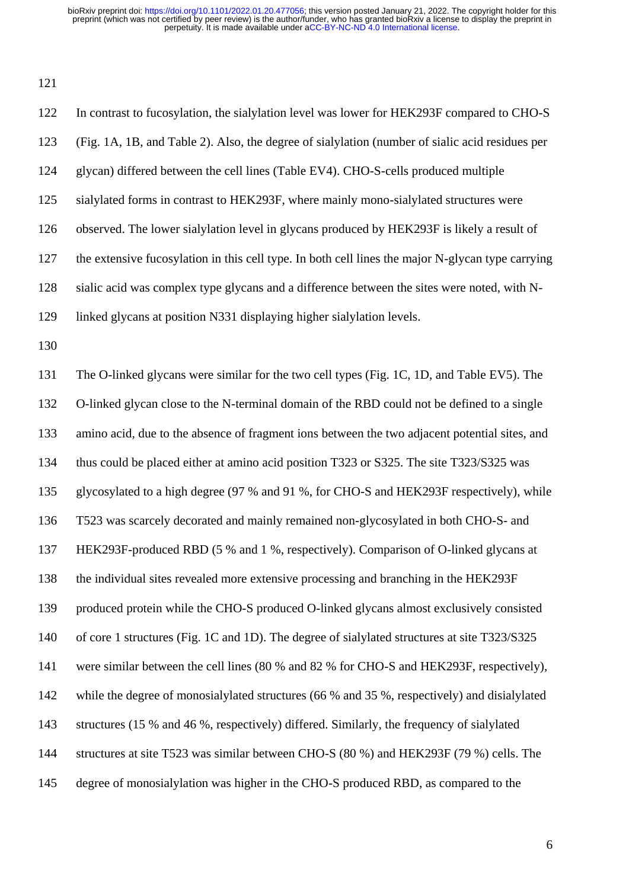In contrast to fucosylation, the sialylation level was lower for HEK293F compared to CHO-S (Fig. 1A, 1B, and Table 2). Also, the degree of sialylation (number of sialic acid residues per glycan) differed between the cell lines (Table EV4). CHO-S-cells produced multiple sialylated forms in contrast to HEK293F, where mainly mono-sialylated structures were observed. The lower sialylation level in glycans produced by HEK293F is likely a result of the extensive fucosylation in this cell type. In both cell lines the major N-glycan type carrying sialic acid was complex type glycans and a difference between the sites were noted, with N-linked glycans at position N331 displaying higher sialylation levels.

The O-linked glycans were similar for the two cell types (Fig. 1C, 1D, and Table EV5). The O-linked glycan close to the N-terminal domain of the RBD could not be defined to a single amino acid, due to the absence of fragment ions between the two adjacent potential sites, and thus could be placed either at amino acid position T323 or S325. The site T323/S325 was glycosylated to a high degree (97 % and 91 %, for CHO-S and HEK293F respectively), while T523 was scarcely decorated and mainly remained non-glycosylated in both CHO-S- and HEK293F-produced RBD (5 % and 1 %, respectively). Comparison of O-linked glycans at the individual sites revealed more extensive processing and branching in the HEK293F produced protein while the CHO-S produced O-linked glycans almost exclusively consisted of core 1 structures (Fig. 1C and 1D). The degree of sialylated structures at site T323/S325 were similar between the cell lines (80 % and 82 % for CHO-S and HEK293F, respectively), while the degree of monosialylated structures (66 % and 35 %, respectively) and disialylated structures (15 % and 46 %, respectively) differed. Similarly, the frequency of sialylated structures at site T523 was similar between CHO-S (80 %) and HEK293F (79 %) cells. The degree of monosialylation was higher in the CHO-S produced RBD, as compared to the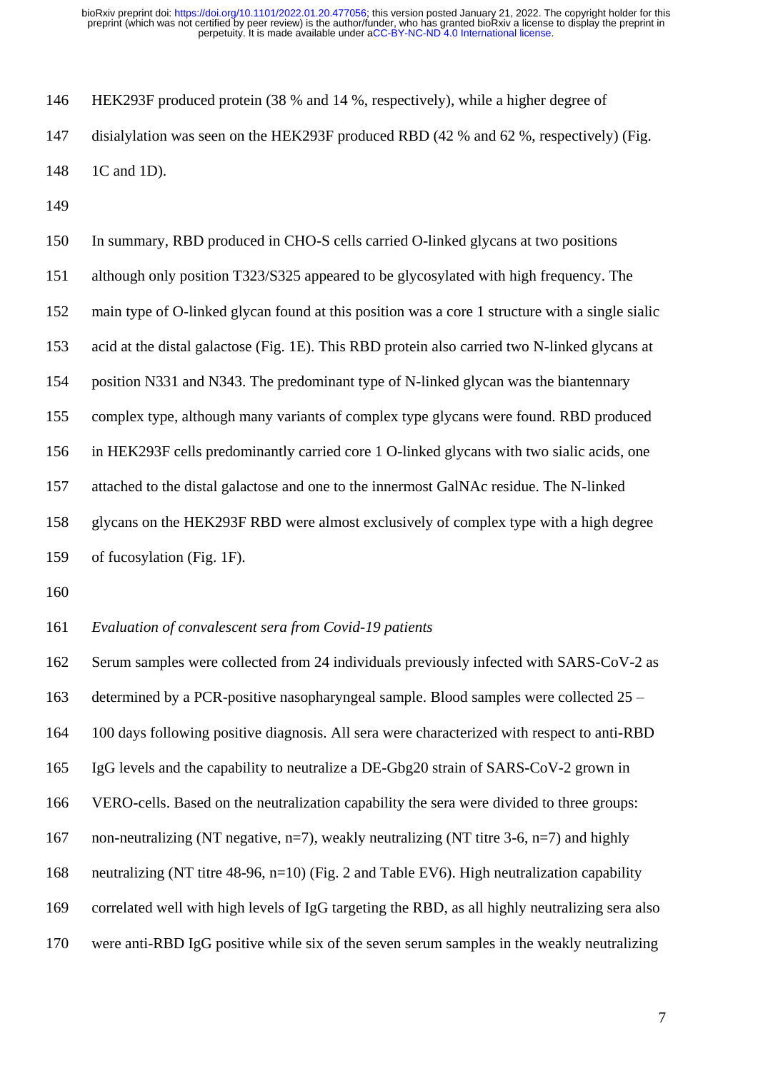HEK293F produced protein (38 % and 14 %, respectively), while a higher degree of disialylation was seen on the HEK293F produced RBD (42 % and 62 %, respectively) (Fig. 1C and 1D).

In summary, RBD produced in CHO-S cells carried O-linked glycans at two positions although only position T323/S325 appeared to be glycosylated with high frequency. The main type of O-linked glycan found at this position was a core 1 structure with a single sialic acid at the distal galactose (Fig. 1E). This RBD protein also carried two N-linked glycans at position N331 and N343. The predominant type of N-linked glycan was the biantennary complex type, although many variants of complex type glycans were found. RBD produced in HEK293F cells predominantly carried core 1 O-linked glycans with two sialic acids, one attached to the distal galactose and one to the innermost GalNAc residue. The N-linked glycans on the HEK293F RBD were almost exclusively of complex type with a high degree of fucosylation (Fig. 1F).

*Evaluation of convalescent sera from Covid-19 patients*

Serum samples were collected from 24 individuals previously infected with SARS-CoV-2 as determined by a PCR-positive nasopharyngeal sample. Blood samples were collected 25 – 100 days following positive diagnosis. All sera were characterized with respect to anti-RBD IgG levels and the capability to neutralize a DE-Gbg20 strain of SARS-CoV-2 grown in VERO-cells. Based on the neutralization capability the sera were divided to three groups: non-neutralizing (NT negative, n=7), weakly neutralizing (NT titre 3-6, n=7) and highly neutralizing (NT titre 48-96, n=10) (Fig. 2 and Table EV6). High neutralization capability correlated well with high levels of IgG targeting the RBD, as all highly neutralizing sera also were anti-RBD IgG positive while six of the seven serum samples in the weakly neutralizing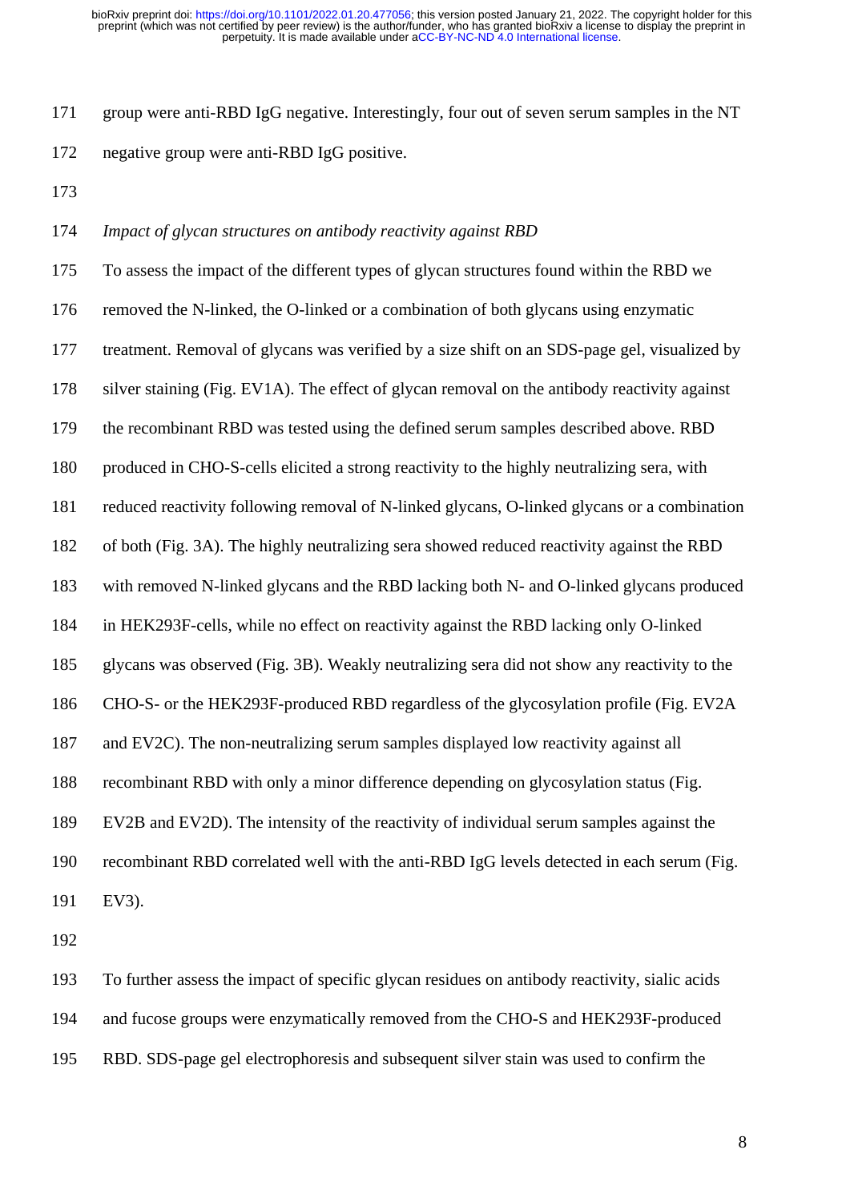group were anti-RBD IgG negative. Interestingly, four out of seven serum samples in the NT negative group were anti-RBD IgG positive.

*Impact of glycan structures on antibody reactivity against RBD*

To assess the impact of the different types of glycan structures found within the RBD we removed the N-linked, the O-linked or a combination of both glycans using enzymatic treatment. Removal of glycans was verified by a size shift on an SDS-page gel, visualized by silver staining (Fig. EV1A). The effect of glycan removal on the antibody reactivity against the recombinant RBD was tested using the defined serum samples described above. RBD produced in CHO-S-cells elicited a strong reactivity to the highly neutralizing sera, with reduced reactivity following removal of N-linked glycans, O-linked glycans or a combination of both (Fig. 3A). The highly neutralizing sera showed reduced reactivity against the RBD with removed N-linked glycans and the RBD lacking both N- and O-linked glycans produced in HEK293F-cells, while no effect on reactivity against the RBD lacking only O-linked glycans was observed (Fig. 3B). Weakly neutralizing sera did not show any reactivity to the CHO-S- or the HEK293F-produced RBD regardless of the glycosylation profile (Fig. EV2A and EV2C). The non-neutralizing serum samples displayed low reactivity against all recombinant RBD with only a minor difference depending on glycosylation status (Fig. EV2B and EV2D). The intensity of the reactivity of individual serum samples against the recombinant RBD correlated well with the anti-RBD IgG levels detected in each serum (Fig. EV3).

To further assess the impact of specific glycan residues on antibody reactivity, sialic acids and fucose groups were enzymatically removed from the CHO-S and HEK293F-produced RBD. SDS-page gel electrophoresis and subsequent silver stain was used to confirm the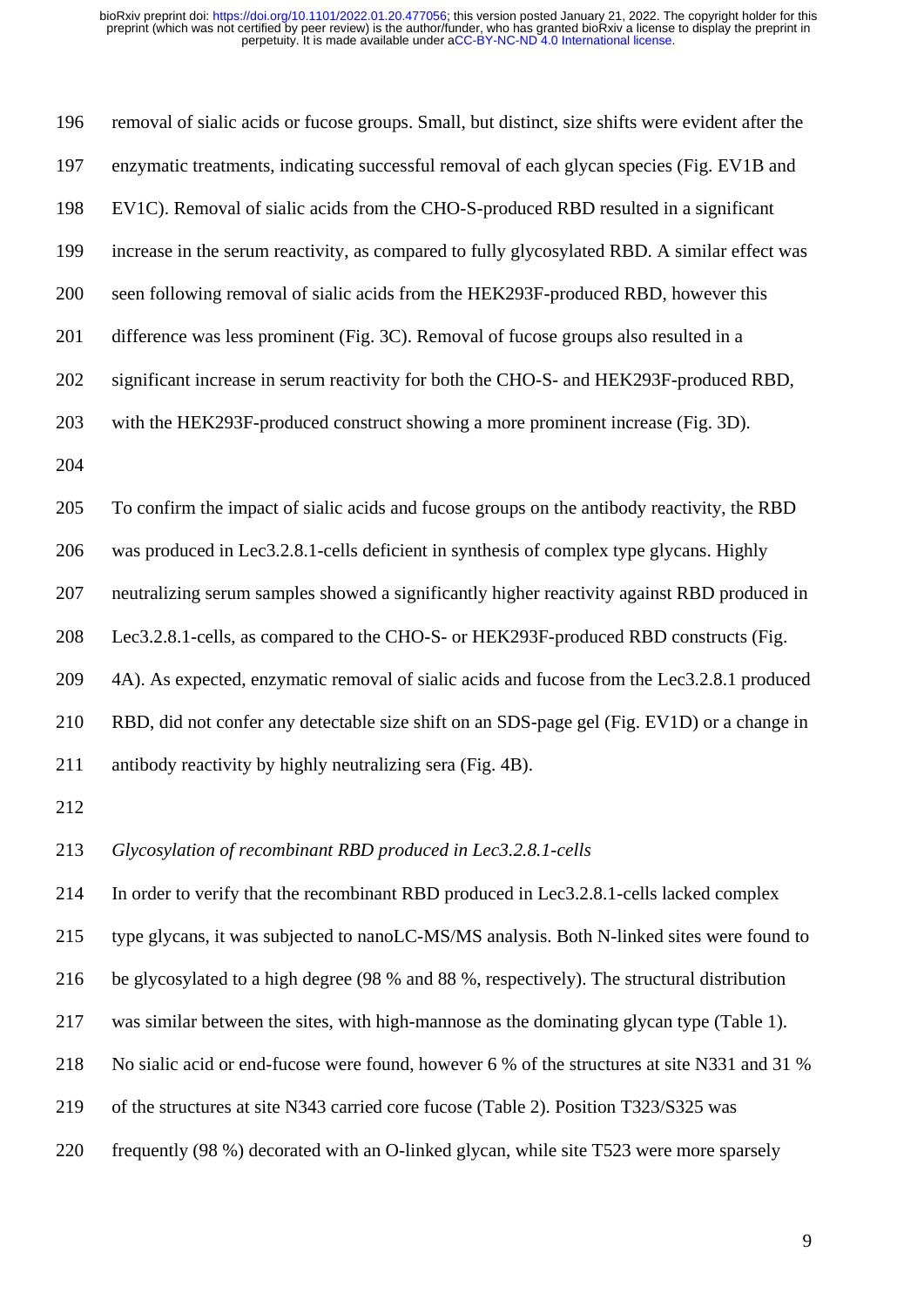removal of sialic acids or fucose groups. Small, but distinct, size shifts were evident after the enzymatic treatments, indicating successful removal of each glycan species (Fig. EV1B and EV1C). Removal of sialic acids from the CHO-S-produced RBD resulted in a significant increase in the serum reactivity, as compared to fully glycosylated RBD. A similar effect was seen following removal of sialic acids from the HEK293F-produced RBD, however this difference was less prominent (Fig. 3C). Removal of fucose groups also resulted in a significant increase in serum reactivity for both the CHO-S- and HEK293F-produced RBD, with the HEK293F-produced construct showing a more prominent increase (Fig. 3D).

To confirm the impact of sialic acids and fucose groups on the antibody reactivity, the RBD was produced in Lec3.2.8.1-cells deficient in synthesis of complex type glycans. Highly neutralizing serum samples showed a significantly higher reactivity against RBD produced in Lec3.2.8.1-cells, as compared to the CHO-S- or HEK293F-produced RBD constructs (Fig. 4A). As expected, enzymatic removal of sialic acids and fucose from the Lec3.2.8.1 produced RBD, did not confer any detectable size shift on an SDS-page gel (Fig. EV1D) or a change in antibody reactivity by highly neutralizing sera (Fig. 4B).

*Glycosylation of recombinant RBD produced in Lec3.2.8.1-cells*

In order to verify that the recombinant RBD produced in Lec3.2.8.1-cells lacked complex type glycans, it was subjected to nanoLC-MS/MS analysis. Both N-linked sites were found to be glycosylated to a high degree (98 % and 88 %, respectively). The structural distribution was similar between the sites, with high-mannose as the dominating glycan type (Table 1). No sialic acid or end-fucose were found, however 6 % of the structures at site N331 and 31 % of the structures at site N343 carried core fucose (Table 2). Position T323/S325 was frequently (98 %) decorated with an O-linked glycan, while site T523 were more sparsely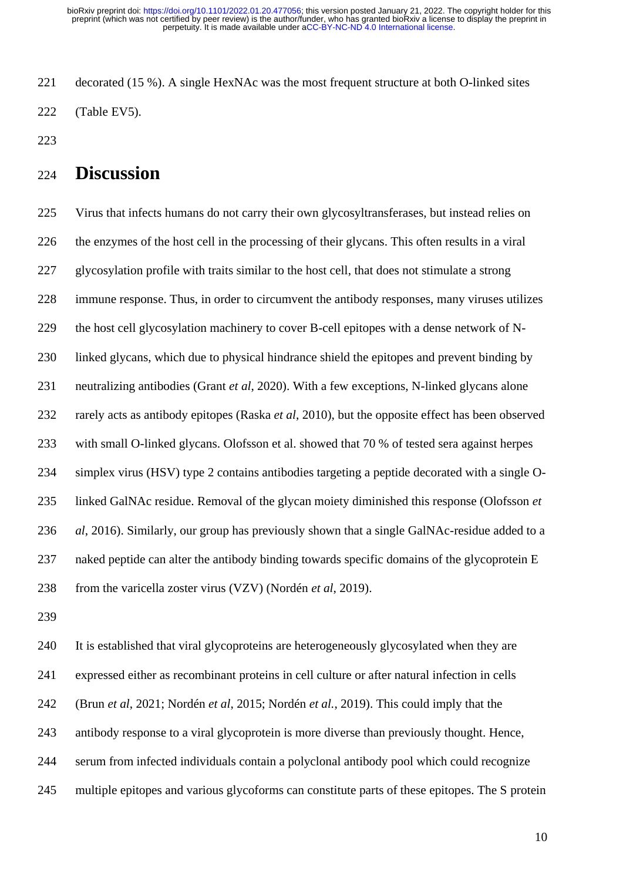decorated (15 %). A single HexNAc was the most frequent structure at both O-linked sites (Table EV5).

## Discussion

Virus that infects humans do not carry their own glycosyltransferases, but instead relies on the enzymes of the host cell in the processing of their glycans. This often results in a viral glycosylation profile with traits similar to the host cell, that does not stimulate a strong immune response. Thus, in order to circumvent the antibody responses, many viruses utilizes the host cell glycosylation machinery to cover B-cell epitopes with a dense network of N-linked glycans, which due to physical hindrance shield the epitopes and prevent binding by neutralizing antibodies (Grant *et al*, 2020). With a few exceptions, N-linked glycans alone rarely acts as antibody epitopes (Raska *et al*, 2010), but the opposite effect has been observed with small O-linked glycans. Olofsson et al. showed that 70 % of tested sera against herpes simplex virus (HSV) type 2 contains antibodies targeting a peptide decorated with a single O-linked GalNAc residue. Removal of the glycan moiety diminished this response (Olofsson *et al*, 2016). Similarly, our group has previously shown that a single GalNAc-residue added to a naked peptide can alter the antibody binding towards specific domains of the glycoprotein E from the varicella zoster virus (VZV) (Nordén *et al*, 2019).

It is established that viral glycoproteins are heterogeneously glycosylated when they are expressed either as recombinant proteins in cell culture or after natural infection in cells (Brun *et al*, 2021; Nordén *et al*, 2015; Nordén *et al.*, 2019). This could imply that the antibody response to a viral glycoprotein is more diverse than previously thought. Hence, serum from infected individuals contain a polyclonal antibody pool which could recognize multiple epitopes and various glycoforms can constitute parts of these epitopes. The S protein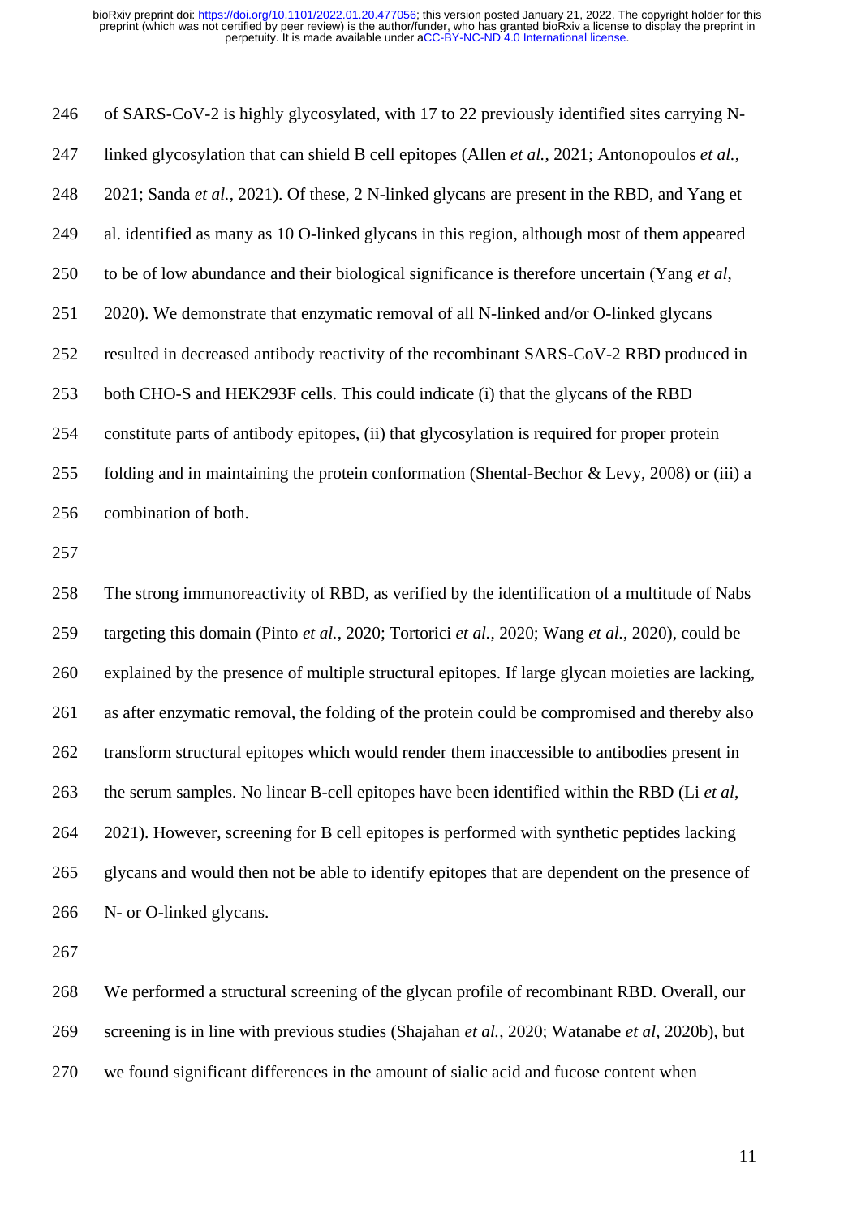of SARS-CoV-2 is highly glycosylated, with 17 to 22 previously identified sites carrying N-linked glycosylation that can shield B cell epitopes (Allen *et al.*, 2021; Antonopoulos *et al.*, 2021; Sanda *et al.*, 2021). Of these, 2 N-linked glycans are present in the RBD, and Yang et al. identified as many as 10 O-linked glycans in this region, although most of them appeared to be of low abundance and their biological significance is therefore uncertain (Yang *et al*, 2020). We demonstrate that enzymatic removal of all N-linked and/or O-linked glycans resulted in decreased antibody reactivity of the recombinant SARS-CoV-2 RBD produced in both CHO-S and HEK293F cells. This could indicate (i) that the glycans of the RBD constitute parts of antibody epitopes, (ii) that glycosylation is required for proper protein folding and in maintaining the protein conformation (Shental-Bechor & Levy, 2008) or (iii) a combination of both.

The strong immunoreactivity of RBD, as verified by the identification of a multitude of Nabs targeting this domain (Pinto *et al.*, 2020; Tortorici *et al.*, 2020; Wang *et al.*, 2020), could be explained by the presence of multiple structural epitopes. If large glycan moieties are lacking, as after enzymatic removal, the folding of the protein could be compromised and thereby also transform structural epitopes which would render them inaccessible to antibodies present in the serum samples. No linear B-cell epitopes have been identified within the RBD (Li *et al*, 2021). However, screening for B cell epitopes is performed with synthetic peptides lacking glycans and would then not be able to identify epitopes that are dependent on the presence of N- or O-linked glycans.

We performed a structural screening of the glycan profile of recombinant RBD. Overall, our screening is in line with previous studies (Shajahan *et al.*, 2020; Watanabe *et al*, 2020b), but we found significant differences in the amount of sialic acid and fucose content when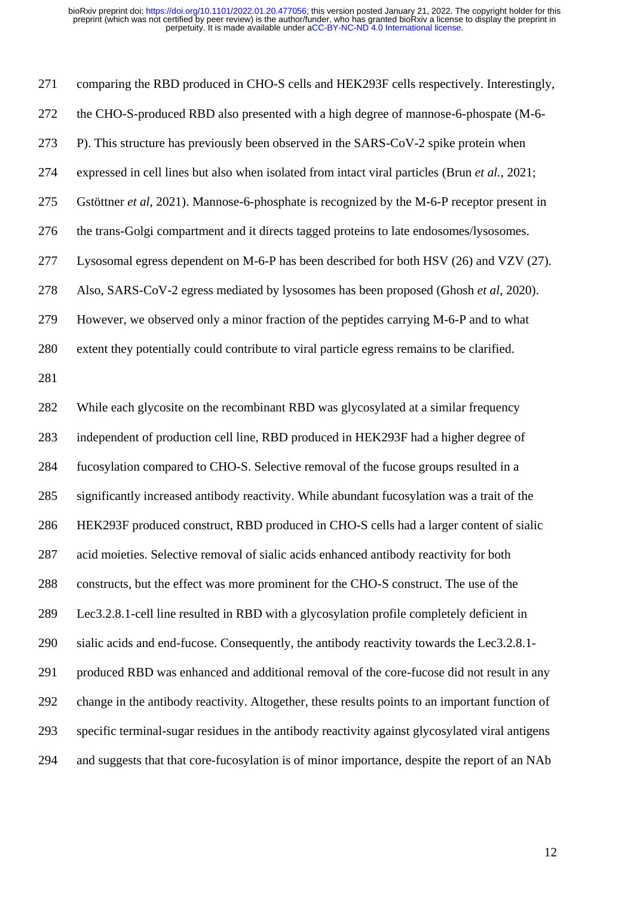comparing the RBD produced in CHO-S cells and HEK293F cells respectively. Interestingly, the CHO-S-produced RBD also presented with a high degree of mannose-6-phospate (M-6-P). This structure has previously been observed in the SARS-CoV-2 spike protein when expressed in cell lines but also when isolated from intact viral particles (Brun *et al.*, 2021; Gstöttner *et al*, 2021). Mannose-6-phosphate is recognized by the M-6-P receptor present in the trans-Golgi compartment and it directs tagged proteins to late endosomes/lysosomes. Lysosomal egress dependent on M-6-P has been described for both HSV (26) and VZV (27). Also, SARS-CoV-2 egress mediated by lysosomes has been proposed (Ghosh *et al*, 2020). However, we observed only a minor fraction of the peptides carrying M-6-P and to what extent they potentially could contribute to viral particle egress remains to be clarified.

While each glycosite on the recombinant RBD was glycosylated at a similar frequency independent of production cell line, RBD produced in HEK293F had a higher degree of fucosylation compared to CHO-S. Selective removal of the fucose groups resulted in a significantly increased antibody reactivity. While abundant fucosylation was a trait of the HEK293F produced construct, RBD produced in CHO-S cells had a larger content of sialic acid moieties. Selective removal of sialic acids enhanced antibody reactivity for both constructs, but the effect was more prominent for the CHO-S construct. The use of the Lec3.2.8.1-cell line resulted in RBD with a glycosylation profile completely deficient in sialic acids and end-fucose. Consequently, the antibody reactivity towards the Lec3.2.8.1-produced RBD was enhanced and additional removal of the core-fucose did not result in any change in the antibody reactivity. Altogether, these results points to an important function of specific terminal-sugar residues in the antibody reactivity against glycosylated viral antigens and suggests that that core-fucosylation is of minor importance, despite the report of an NAb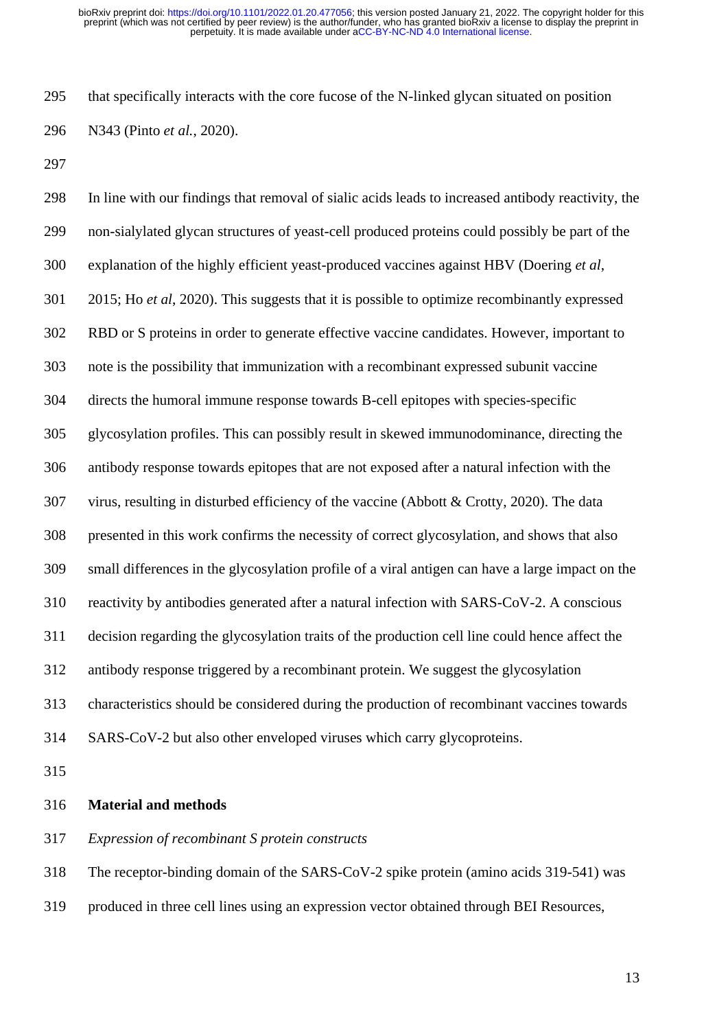that specifically interacts with the core fucose of the N-linked glycan situated on position N343 (Pinto *et al.*, 2020).

In line with our findings that removal of sialic acids leads to increased antibody reactivity, the non-sialylated glycan structures of yeast-cell produced proteins could possibly be part of the explanation of the highly efficient yeast-produced vaccines against HBV (Doering *et al*, 2015; Ho *et al*, 2020). This suggests that it is possible to optimize recombinantly expressed RBD or S proteins in order to generate effective vaccine candidates. However, important to note is the possibility that immunization with a recombinant expressed subunit vaccine directs the humoral immune response towards B-cell epitopes with species-specific glycosylation profiles. This can possibly result in skewed immunodominance, directing the antibody response towards epitopes that are not exposed after a natural infection with the virus, resulting in disturbed efficiency of the vaccine (Abbott & Crotty, 2020). The data presented in this work confirms the necessity of correct glycosylation, and shows that also small differences in the glycosylation profile of a viral antigen can have a large impact on the reactivity by antibodies generated after a natural infection with SARS-CoV-2. A conscious decision regarding the glycosylation traits of the production cell line could hence affect the antibody response triggered by a recombinant protein. We suggest the glycosylation characteristics should be considered during the production of recombinant vaccines towards SARS-CoV-2 but also other enveloped viruses which carry glycoproteins.

## Material and methods

*Expression of recombinant S protein constructs*

The receptor-binding domain of the SARS-CoV-2 spike protein (amino acids 319-541) was produced in three cell lines using an expression vector obtained through BEI Resources,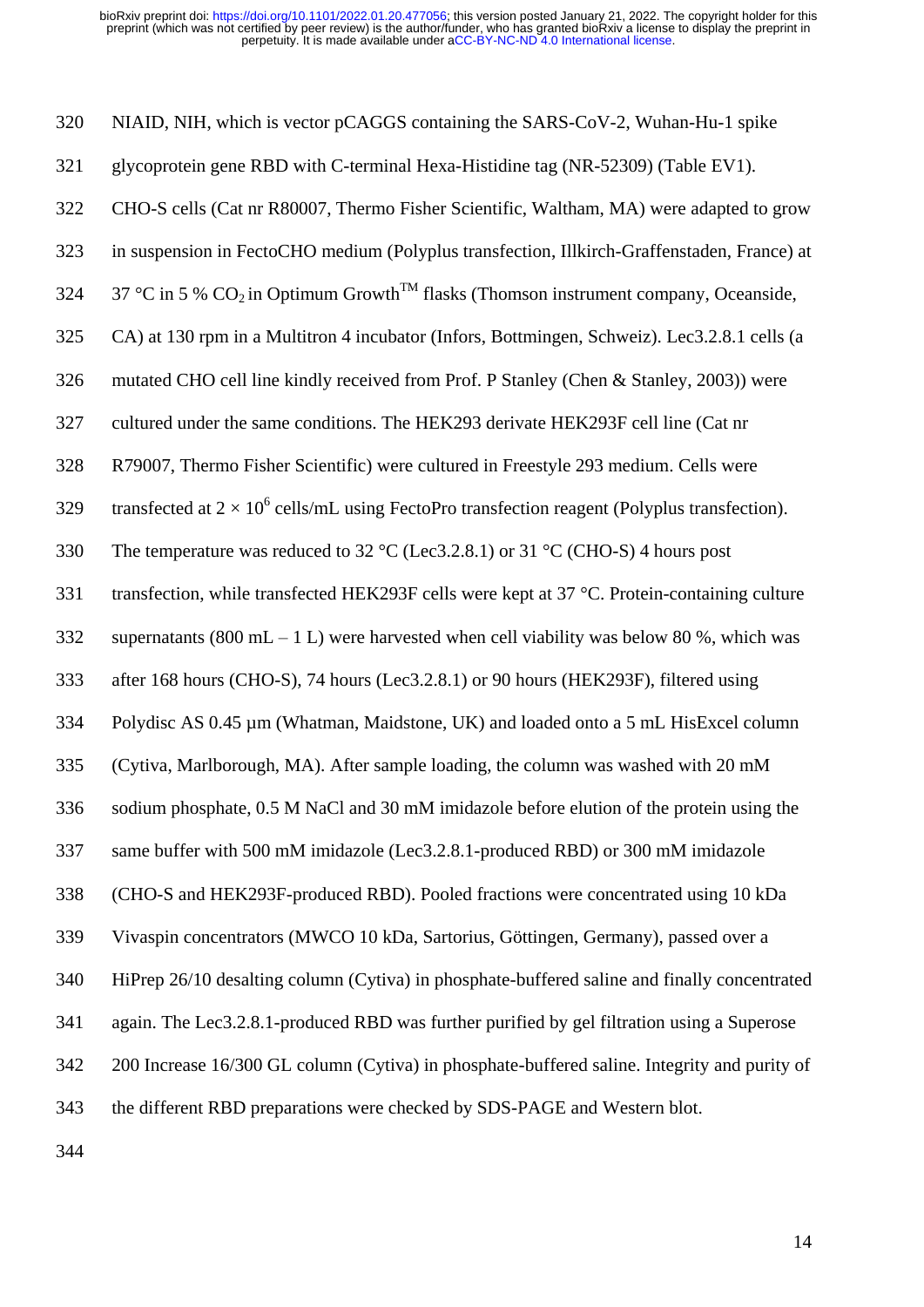NIAID, NIH, which is vector pCAGGS containing the SARS-CoV-2, Wuhan-Hu-1 spike glycoprotein gene RBD with C-terminal Hexa-Histidine tag (NR-52309) (Table EV1).

CHO-S cells (Cat nr R80007, Thermo Fisher Scientific, Waltham, MA) were adapted to grow in suspension in FectoCHO medium (Polyplus transfection, Illkirch-Graffenstaden, France) at 37 °C in 5 % $CO_2$ in Optimum Growth™ flasks (Thomson instrument company, Oceanside, CA) at 130 rpm in a Multitron 4 incubator (Infors, Bottmingen, Schweiz). Lec3.2.8.1 cells (a mutated CHO cell line kindly received from Prof. P Stanley (Chen & Stanley, 2003)) were cultured under the same conditions. The HEK293 derivate HEK293F cell line (Cat nr R79007, Thermo Fisher Scientific) were cultured in Freestyle 293 medium. Cells were transfected at $2 \times 10^6$ cells/mL using FectoPro transfection reagent (Polyplus transfection). The temperature was reduced to 32 °C (Lec3.2.8.1) or 31 °C (CHO-S) 4 hours post transfection, while transfected HEK293F cells were kept at 37 °C. Protein-containing culture supernatants (800 mL – 1 L) were harvested when cell viability was below 80 %, which was after 168 hours (CHO-S), 74 hours (Lec3.2.8.1) or 90 hours (HEK293F), filtered using Polydisc AS 0.45 µm (Whatman, Maidstone, UK) and loaded onto a 5 mL HisExcel column (Cytiva, Marlborough, MA). After sample loading, the column was washed with 20 mM sodium phosphate, 0.5 M NaCl and 30 mM imidazole before elution of the protein using the same buffer with 500 mM imidazole (Lec3.2.8.1-produced RBD) or 300 mM imidazole (CHO-S and HEK293F-produced RBD). Pooled fractions were concentrated using 10 kDa Vivaspin concentrators (MWCO 10 kDa, Sartorius, Göttingen, Germany), passed over a HiPrep 26/10 desalting column (Cytiva) in phosphate-buffered saline and finally concentrated again. The Lec3.2.8.1-produced RBD was further purified by gel filtration using a Superose 200 Increase 16/300 GL column (Cytiva) in phosphate-buffered saline. Integrity and purity of the different RBD preparations were checked by SDS-PAGE and Western blot.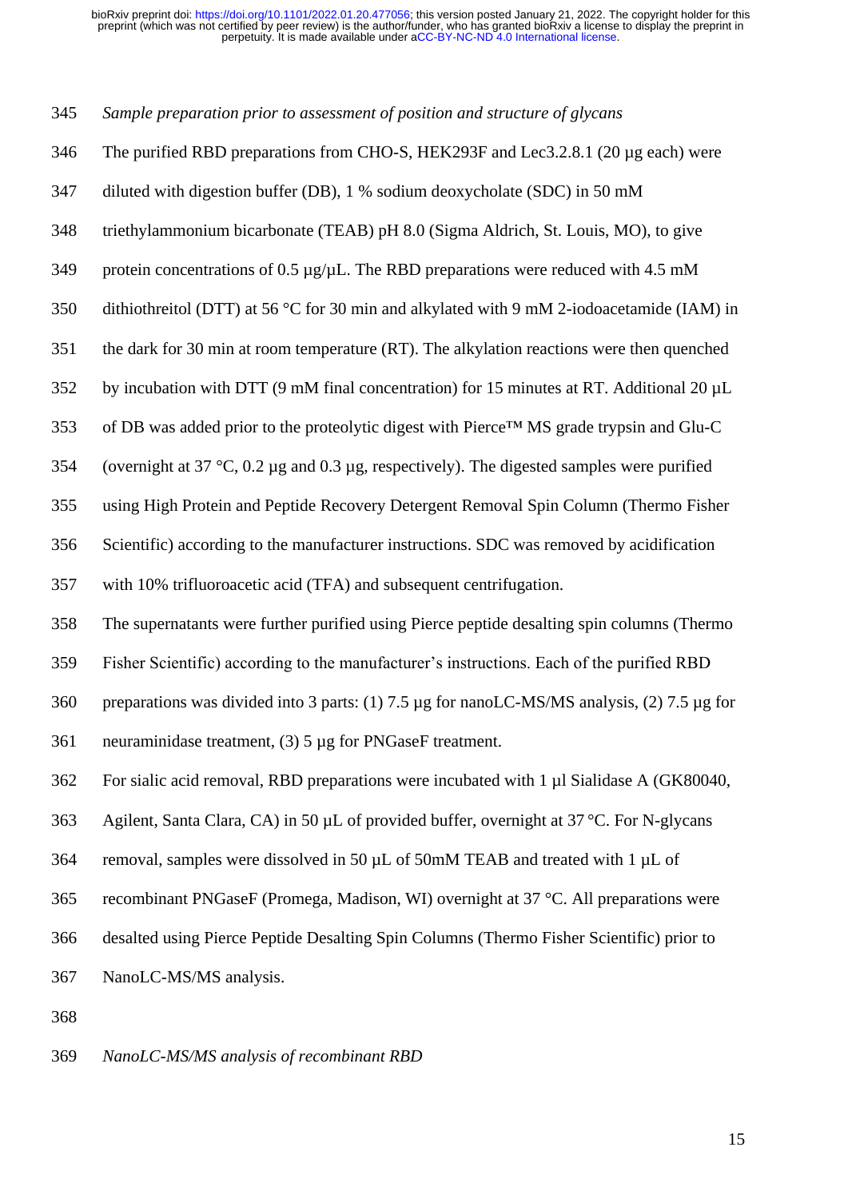*Sample preparation prior to assessment of position and structure of glycans*

The purified RBD preparations from CHO-S, HEK293F and Lec3.2.8.1 (20 µg each) were diluted with digestion buffer (DB), 1 % sodium deoxycholate (SDC) in 50 mM triethylammonium bicarbonate (TEAB) pH 8.0 (Sigma Aldrich, St. Louis, MO), to give protein concentrations of 0.5 µg/µL. The RBD preparations were reduced with 4.5 mM dithiothreitol (DTT) at 56 °C for 30 min and alkylated with 9 mM 2-iodoacetamide (IAM) in the dark for 30 min at room temperature (RT). The alkylation reactions were then quenched by incubation with DTT (9 mM final concentration) for 15 minutes at RT. Additional 20 µL of DB was added prior to the proteolytic digest with Pierce™ MS grade trypsin and Glu-C (overnight at 37 °C, 0.2 µg and 0.3 µg, respectively). The digested samples were purified using High Protein and Peptide Recovery Detergent Removal Spin Column (Thermo Fisher Scientific) according to the manufacturer instructions. SDC was removed by acidification with 10% trifluoroacetic acid (TFA) and subsequent centrifugation.

The supernatants were further purified using Pierce peptide desalting spin columns (Thermo Fisher Scientific) according to the manufacturer's instructions. Each of the purified RBD preparations was divided into 3 parts: (1) 7.5 µg for nanoLC-MS/MS analysis, (2) 7.5 µg for neuraminidase treatment, (3) 5 µg for PNGaseF treatment.

For sialic acid removal, RBD preparations were incubated with 1 µl Sialidase A (GK80040, Agilent, Santa Clara, CA) in 50 µL of provided buffer, overnight at 37 °C. For N-glycans removal, samples were dissolved in 50 µL of 50mM TEAB and treated with 1 µL of recombinant PNGaseF (Promega, Madison, WI) overnight at 37 °C. All preparations were desalted using Pierce Peptide Desalting Spin Columns (Thermo Fisher Scientific) prior to NanoLC-MS/MS analysis.

*NanoLC-MS/MS analysis of recombinant RBD*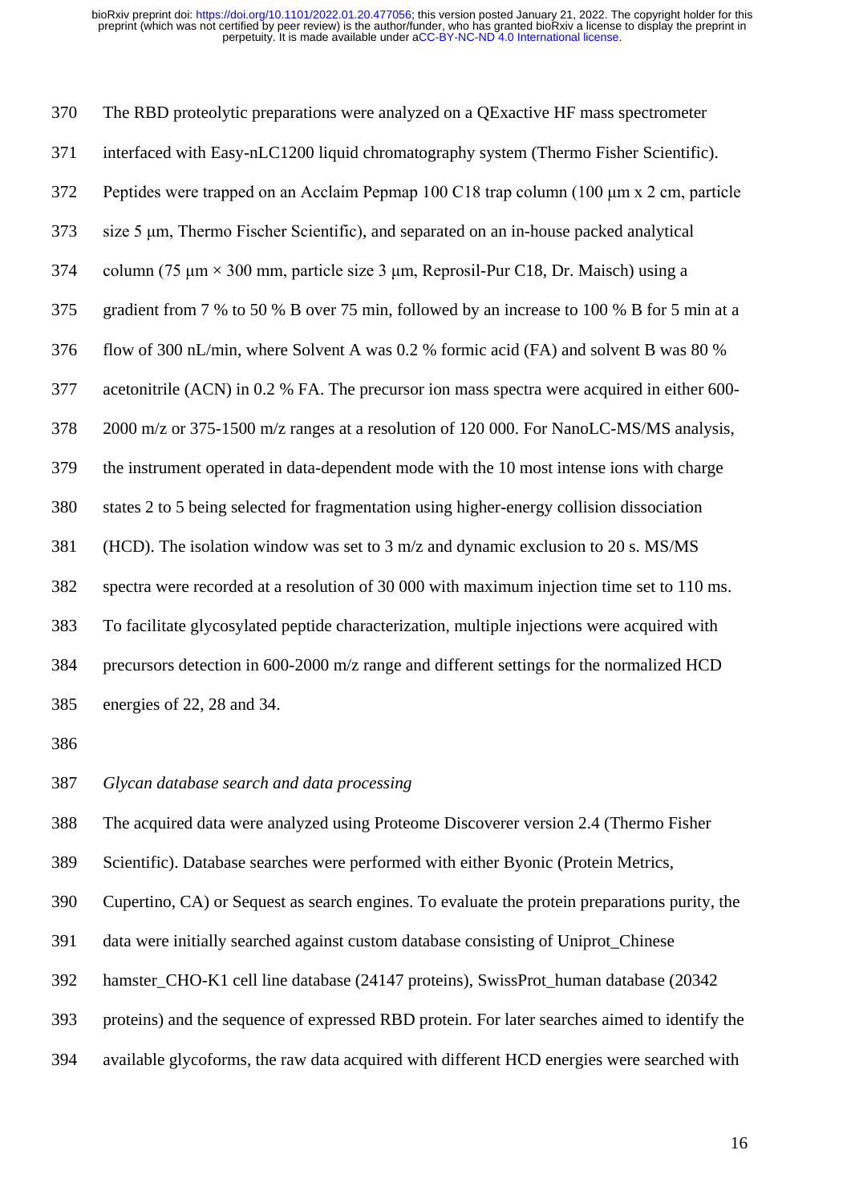The RBD proteolytic preparations were analyzed on a QExactive HF mass spectrometer interfaced with Easy-nLC1200 liquid chromatography system (Thermo Fisher Scientific). Peptides were trapped on an Acclaim Pepmap 100 C18 trap column (100 μm x 2 cm, particle size 5 μm, Thermo Fischer Scientific), and separated on an in-house packed analytical column (75 μm × 300 mm, particle size 3 μm, Reprosil-Pur C18, Dr. Maisch) using a gradient from 7 % to 50 % B over 75 min, followed by an increase to 100 % B for 5 min at a flow of 300 nL/min, where Solvent A was 0.2 % formic acid (FA) and solvent B was 80 % acetonitrile (ACN) in 0.2 % FA. The precursor ion mass spectra were acquired in either 600-2000 m/z or 375-1500 m/z ranges at a resolution of 120 000. For NanoLC-MS/MS analysis, the instrument operated in data-dependent mode with the 10 most intense ions with charge states 2 to 5 being selected for fragmentation using higher-energy collision dissociation (HCD). The isolation window was set to 3 m/z and dynamic exclusion to 20 s. MS/MS spectra were recorded at a resolution of 30 000 with maximum injection time set to 110 ms. To facilitate glycosylated peptide characterization, multiple injections were acquired with precursors detection in 600-2000 m/z range and different settings for the normalized HCD energies of 22, 28 and 34.

*Glycan database search and data processing*

The acquired data were analyzed using Proteome Discoverer version 2.4 (Thermo Fisher Scientific). Database searches were performed with either Byonic (Protein Metrics, Cupertino, CA) or Sequest as search engines. To evaluate the protein preparations purity, the data were initially searched against custom database consisting of Uniprot_Chinese hamster_CHO-K1 cell line database (24147 proteins), SwissProt_human database (20342 proteins) and the sequence of expressed RBD protein. For later searches aimed to identify the available glycoforms, the raw data acquired with different HCD energies were searched with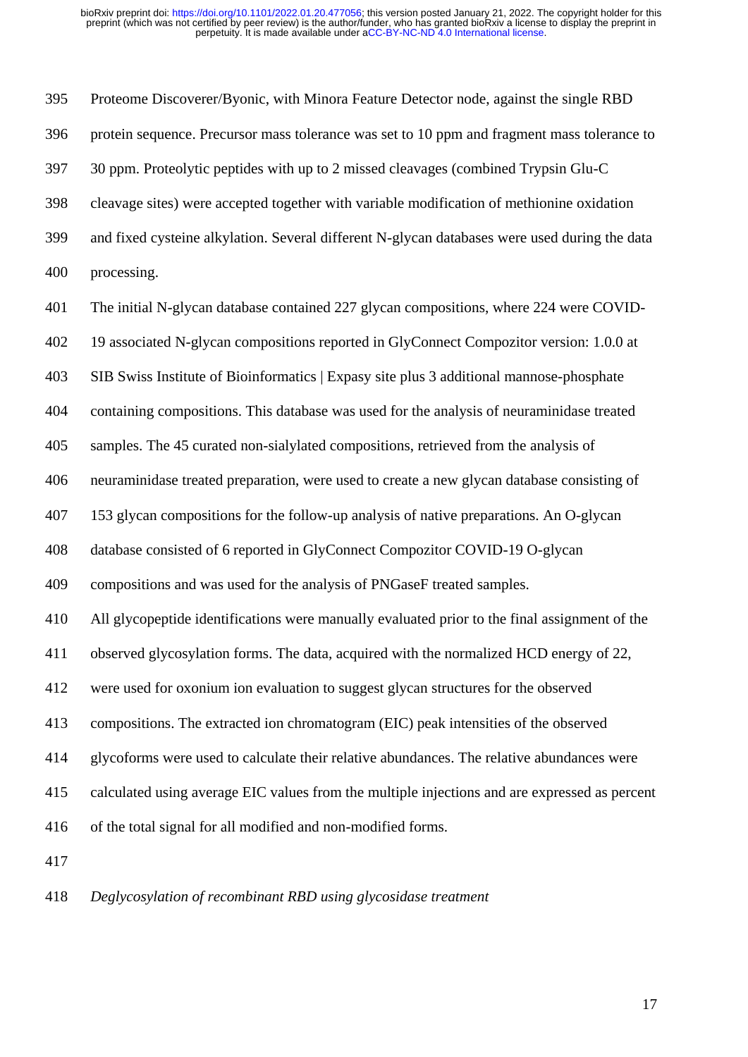Proteome Discoverer/Byonic, with Minora Feature Detector node, against the single RBD protein sequence. Precursor mass tolerance was set to 10 ppm and fragment mass tolerance to 30 ppm. Proteolytic peptides with up to 2 missed cleavages (combined Trypsin Glu-C cleavage sites) were accepted together with variable modification of methionine oxidation and fixed cysteine alkylation. Several different N-glycan databases were used during the data processing.

The initial N-glycan database contained 227 glycan compositions, where 224 were COVID-19 associated N-glycan compositions reported in GlyConnect Compozitor version: 1.0.0 at SIB Swiss Institute of Bioinformatics | Expasy site plus 3 additional mannose-phosphate containing compositions. This database was used for the analysis of neuraminidase treated samples. The 45 curated non-sialylated compositions, retrieved from the analysis of neuraminidase treated preparation, were used to create a new glycan database consisting of 153 glycan compositions for the follow-up analysis of native preparations. An O-glycan database consisted of 6 reported in GlyConnect Compozitor COVID-19 O-glycan compositions and was used for the analysis of PNGaseF treated samples.

All glycopeptide identifications were manually evaluated prior to the final assignment of the observed glycosylation forms. The data, acquired with the normalized HCD energy of 22, were used for oxonium ion evaluation to suggest glycan structures for the observed compositions. The extracted ion chromatogram (EIC) peak intensities of the observed glycoforms were used to calculate their relative abundances. The relative abundances were calculated using average EIC values from the multiple injections and are expressed as percent of the total signal for all modified and non-modified forms.

*Deglycosylation of recombinant RBD using glycosidase treatment*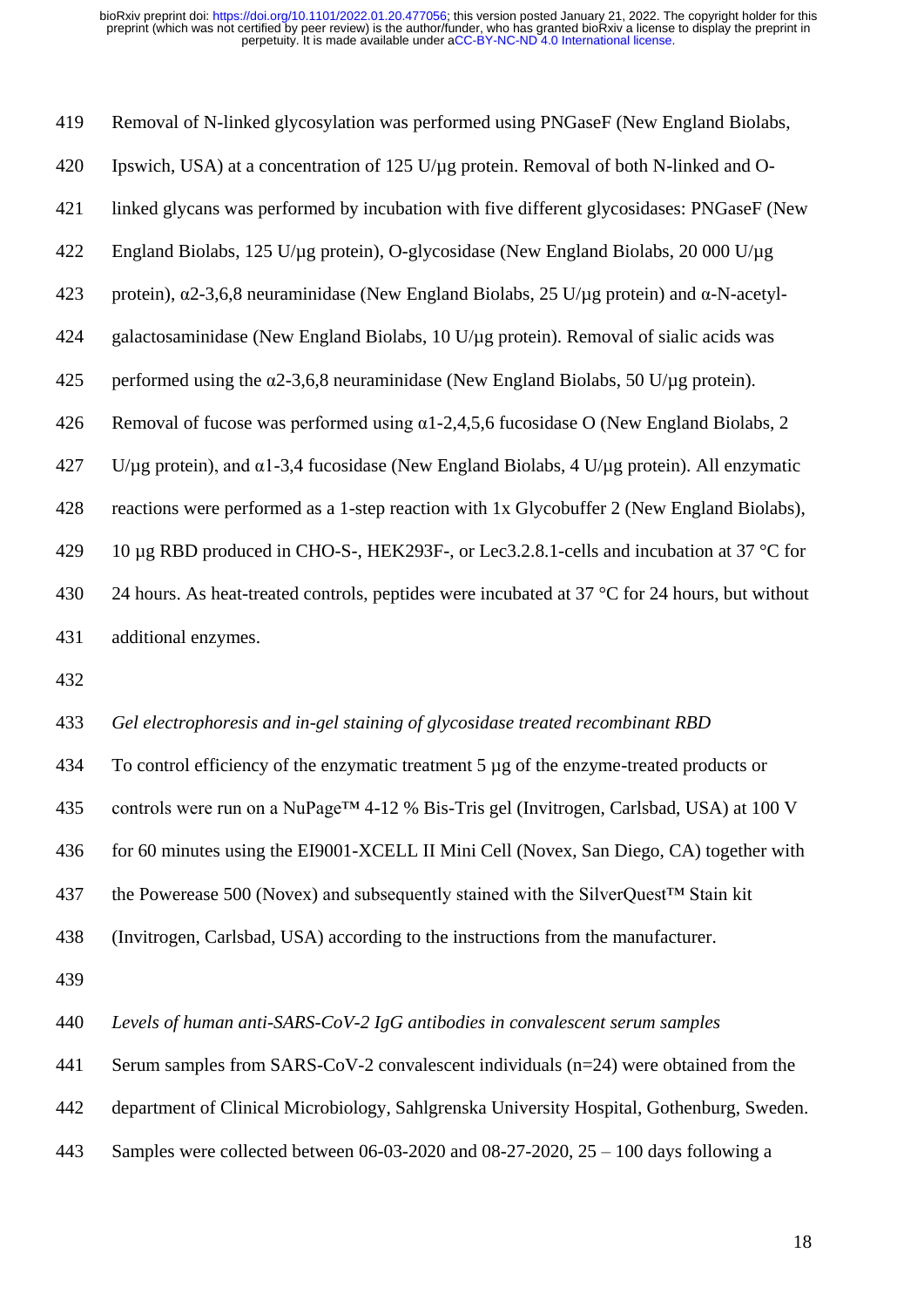Removal of N-linked glycosylation was performed using PNGaseF (New England Biolabs, Ipswich, USA) at a concentration of 125 U/µg protein. Removal of both N-linked and O-linked glycans was performed by incubation with five different glycosidases: PNGaseF (New England Biolabs, 125 U/µg protein), O-glycosidase (New England Biolabs, 20 000 U/µg protein), α2-3,6,8 neuraminidase (New England Biolabs, 25 U/µg protein) and α-N-acetyl-galactosaminidase (New England Biolabs, 10 U/µg protein). Removal of sialic acids was performed using the α2-3,6,8 neuraminidase (New England Biolabs, 50 U/µg protein). Removal of fucose was performed using α1-2,4,5,6 fucosidase O (New England Biolabs, 2 U/µg protein), and α1-3,4 fucosidase (New England Biolabs, 4 U/µg protein). All enzymatic reactions were performed as a 1-step reaction with 1x Glycobuffer 2 (New England Biolabs), 10 µg RBD produced in CHO-S-, HEK293F-, or Lec3.2.8.1-cells and incubation at 37 °C for 24 hours. As heat-treated controls, peptides were incubated at 37 °C for 24 hours, but without additional enzymes.

*Gel electrophoresis and in-gel staining of glycosidase treated recombinant RBD*

To control efficiency of the enzymatic treatment 5 µg of the enzyme-treated products or controls were run on a NuPage™ 4-12 % Bis-Tris gel (Invitrogen, Carlsbad, USA) at 100 V for 60 minutes using the EI9001-XCELL II Mini Cell (Novex, San Diego, CA) together with the Powerease 500 (Novex) and subsequently stained with the SilverQuest™ Stain kit (Invitrogen, Carlsbad, USA) according to the instructions from the manufacturer.

*Levels of human anti-SARS-CoV-2 IgG antibodies in convalescent serum samples*

Serum samples from SARS-CoV-2 convalescent individuals (n=24) were obtained from the department of Clinical Microbiology, Sahlgrenska University Hospital, Gothenburg, Sweden. Samples were collected between 06-03-2020 and 08-27-2020, 25 – 100 days following a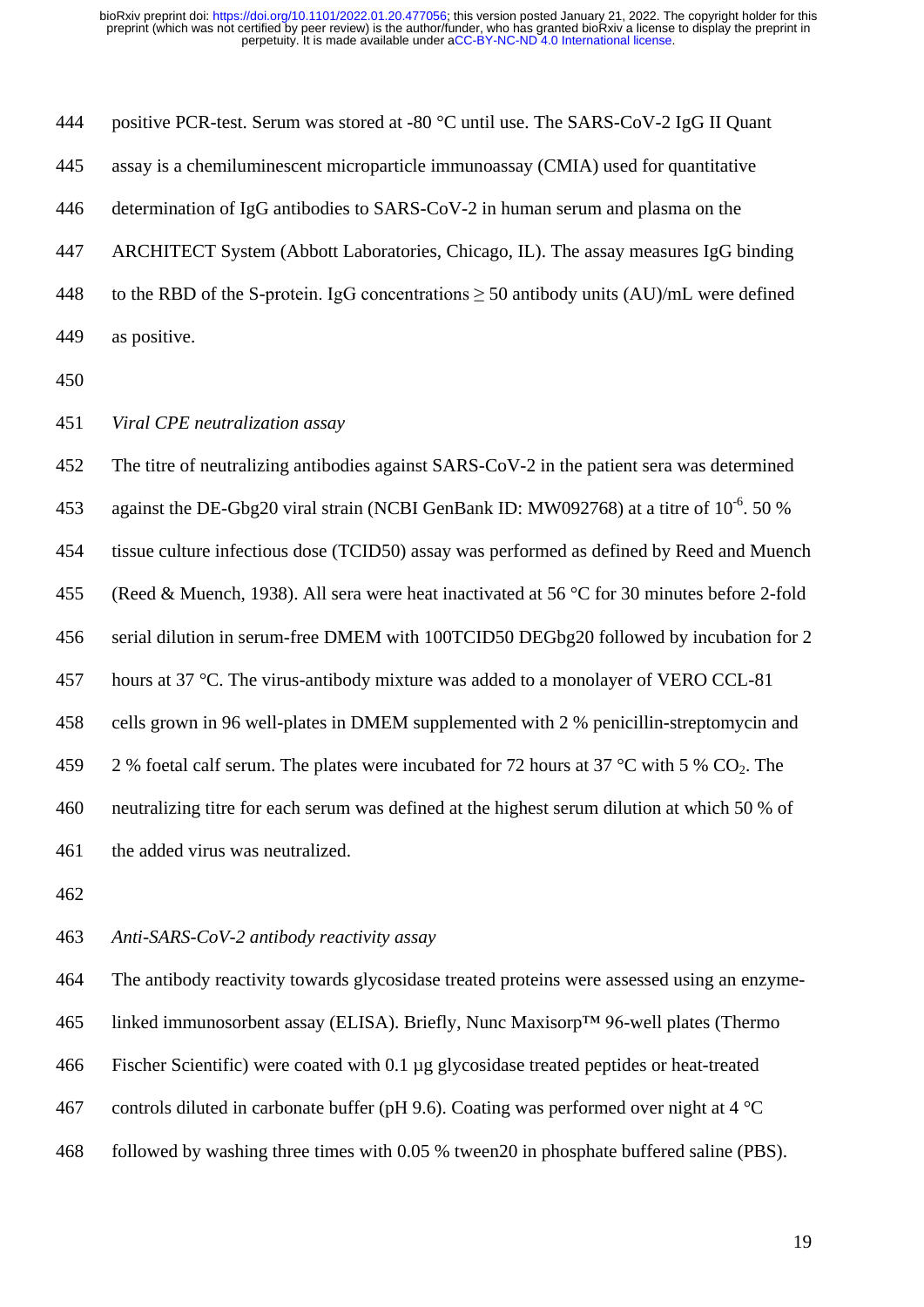positive PCR-test. Serum was stored at -80 °C until use. The SARS-CoV-2 IgG II Quant assay is a chemiluminescent microparticle immunoassay (CMIA) used for quantitative determination of IgG antibodies to SARS-CoV-2 in human serum and plasma on the ARCHITECT System (Abbott Laboratories, Chicago, IL). The assay measures IgG binding to the RBD of the S-protein. IgG concentrations ≥ 50 antibody units (AU)/mL were defined as positive.

*Viral CPE neutralization assay*

The titre of neutralizing antibodies against SARS-CoV-2 in the patient sera was determined against the DE-Gbg20 viral strain (NCBI GenBank ID: MW092768) at a titre of $10^{-6}$. 50 % tissue culture infectious dose (TCID50) assay was performed as defined by Reed and Muench (Reed & Muench, 1938). All sera were heat inactivated at 56 °C for 30 minutes before 2-fold serial dilution in serum-free DMEM with 100TCID50 DEGbg20 followed by incubation for 2 hours at 37 °C. The virus-antibody mixture was added to a monolayer of VERO CCL-81 cells grown in 96 well-plates in DMEM supplemented with 2 % penicillin-streptomycin and 2 % foetal calf serum. The plates were incubated for 72 hours at 37 °C with 5 % $CO_2$. The neutralizing titre for each serum was defined at the highest serum dilution at which 50 % of the added virus was neutralized.

*Anti-SARS-CoV-2 antibody reactivity assay*

The antibody reactivity towards glycosidase treated proteins were assessed using an enzyme-linked immunosorbent assay (ELISA). Briefly, Nunc Maxisorp™ 96-well plates (Thermo Fischer Scientific) were coated with 0.1 µg glycosidase treated peptides or heat-treated controls diluted in carbonate buffer (pH 9.6). Coating was performed over night at 4 °C followed by washing three times with 0.05 % tween20 in phosphate buffered saline (PBS).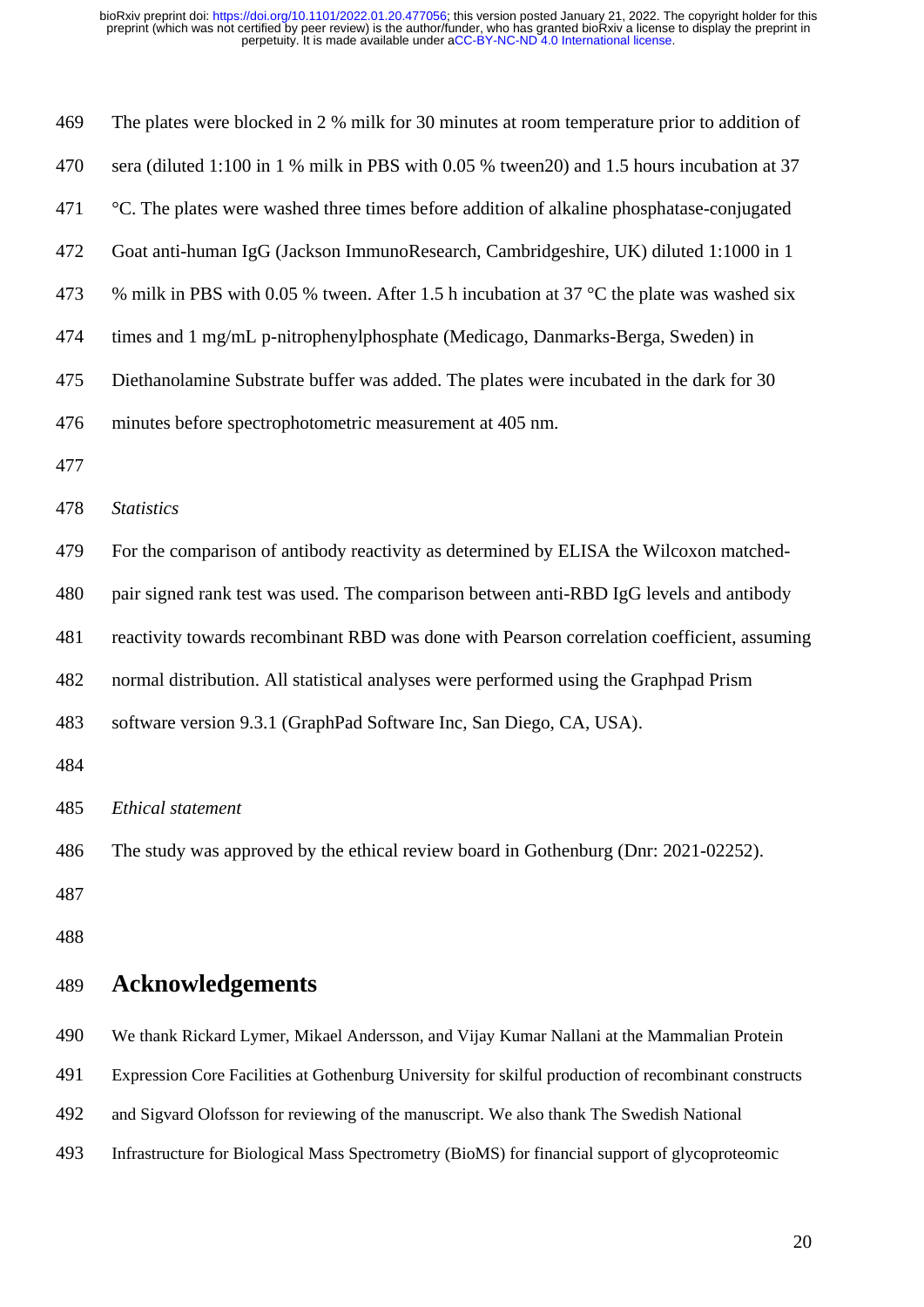The plates were blocked in 2 % milk for 30 minutes at room temperature prior to addition of sera (diluted 1:100 in 1 % milk in PBS with 0.05 % tween20) and 1.5 hours incubation at 37 °C. The plates were washed three times before addition of alkaline phosphatase-conjugated Goat anti-human IgG (Jackson ImmunoResearch, Cambridgeshire, UK) diluted 1:1000 in 1 % milk in PBS with 0.05 % tween. After 1.5 h incubation at 37 °C the plate was washed six times and 1 mg/mL p-nitrophenylphosphate (Medicago, Danmarks-Berga, Sweden) in Diethanolamine Substrate buffer was added. The plates were incubated in the dark for 30 minutes before spectrophotometric measurement at 405 nm.

*Statistics*

For the comparison of antibody reactivity as determined by ELISA the Wilcoxon matched-pair signed rank test was used. The comparison between anti-RBD IgG levels and antibody reactivity towards recombinant RBD was done with Pearson correlation coefficient, assuming normal distribution. All statistical analyses were performed using the Graphpad Prism software version 9.3.1 (GraphPad Software Inc, San Diego, CA, USA).

*Ethical statement*

The study was approved by the ethical review board in Gothenburg (Dnr: 2021-02252).

# Acknowledgements

We thank Rickard Lymer, Mikael Andersson, and Vijay Kumar Nallani at the Mammalian Protein Expression Core Facilities at Gothenburg University for skilful production of recombinant constructs and Sigvard Olofsson for reviewing of the manuscript. We also thank The Swedish National Infrastructure for Biological Mass Spectrometry (BioMS) for financial support of glycoproteomic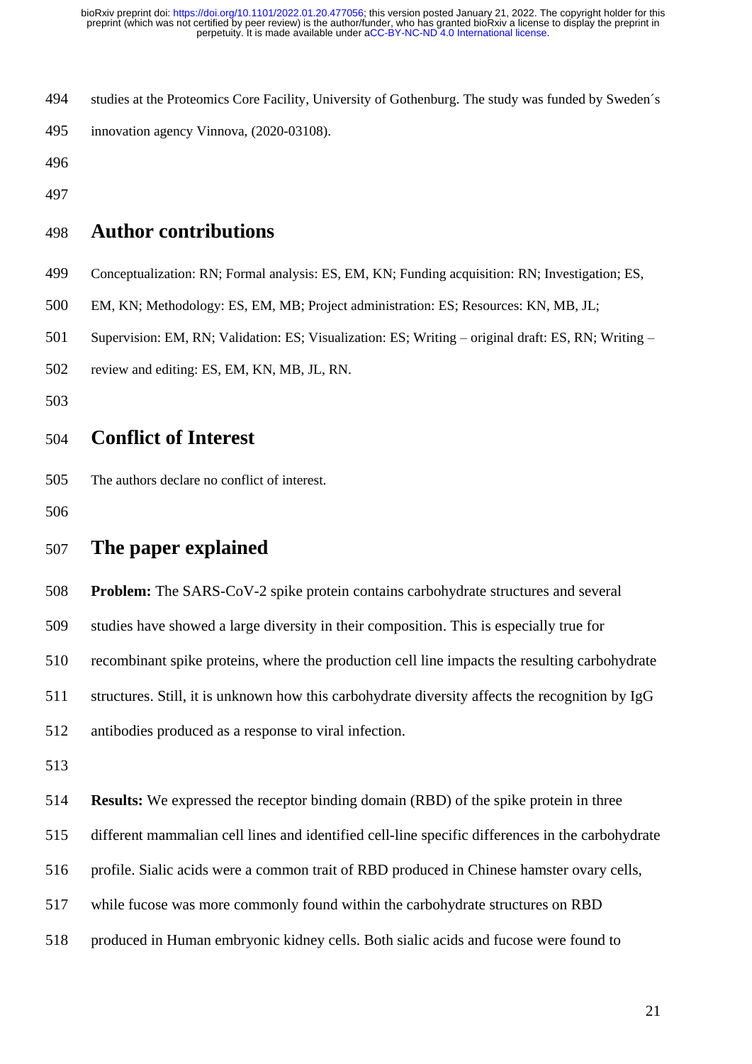studies at the Proteomics Core Facility, University of Gothenburg. The study was funded by Sweden´s innovation agency Vinnova, (2020-03108).

## Author contributions

Conceptualization: RN; Formal analysis: ES, EM, KN; Funding acquisition: RN; Investigation; ES, EM, KN; Methodology: ES, EM, MB; Project administration: ES; Resources: KN, MB, JL; Supervision: EM, RN; Validation: ES; Visualization: ES; Writing – original draft: ES, RN; Writing – review and editing: ES, EM, KN, MB, JL, RN.

## Conflict of Interest

The authors declare no conflict of interest.

## The paper explained

**Problem:** The SARS-CoV-2 spike protein contains carbohydrate structures and several studies have showed a large diversity in their composition. This is especially true for recombinant spike proteins, where the production cell line impacts the resulting carbohydrate structures. Still, it is unknown how this carbohydrate diversity affects the recognition by IgG antibodies produced as a response to viral infection.

**Results:** We expressed the receptor binding domain (RBD) of the spike protein in three different mammalian cell lines and identified cell-line specific differences in the carbohydrate profile. Sialic acids were a common trait of RBD produced in Chinese hamster ovary cells, while fucose was more commonly found within the carbohydrate structures on RBD produced in Human embryonic kidney cells. Both sialic acids and fucose were found to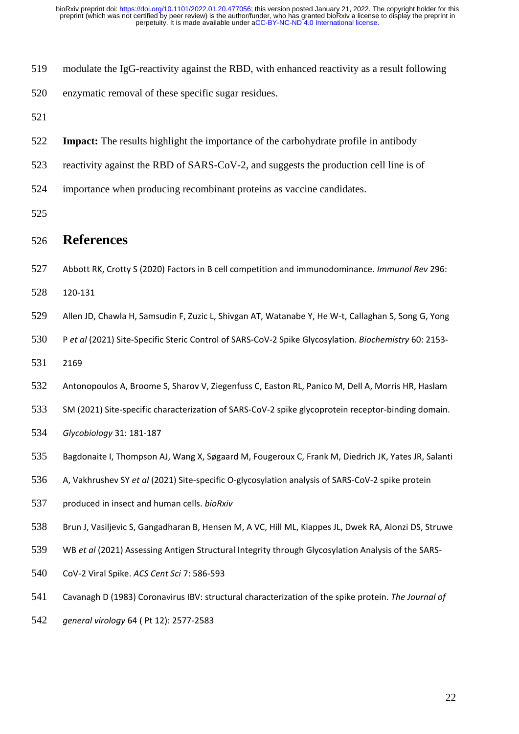modulate the IgG-reactivity against the RBD, with enhanced reactivity as a result following enzymatic removal of these specific sugar residues.

**Impact:** The results highlight the importance of the carbohydrate profile in antibody reactivity against the RBD of SARS-CoV-2, and suggests the production cell line is of importance when producing recombinant proteins as vaccine candidates.

# References

Abbott RK, Crotty S (2020) Factors in B cell competition and immunodominance. *Immunol Rev* 296: 120-131

Allen JD, Chawla H, Samsudin F, Zuzic L, Shivgan AT, Watanabe Y, He W-t, Callaghan S, Song G, Yong P *et al* (2021) Site-Specific Steric Control of SARS-CoV-2 Spike Glycosylation. *Biochemistry* 60: 2153-2169

Antonopoulos A, Broome S, Sharov V, Ziegenfuss C, Easton RL, Panico M, Dell A, Morris HR, Haslam SM (2021) Site-specific characterization of SARS-CoV-2 spike glycoprotein receptor-binding domain. *Glycobiology* 31: 181-187

Bagdonaite I, Thompson AJ, Wang X, Søgaard M, Fougeroux C, Frank M, Diedrich JK, Yates JR, Salanti A, Vakhrushev SY *et al* (2021) Site-specific O-glycosylation analysis of SARS-CoV-2 spike protein produced in insect and human cells. *bioRxiv*

Brun J, Vasiljevic S, Gangadharan B, Hensen M, A VC, Hill ML, Kiappes JL, Dwek RA, Alonzi DS, Struwe WB *et al* (2021) Assessing Antigen Structural Integrity through Glycosylation Analysis of the SARS-CoV-2 Viral Spike. *ACS Cent Sci* 7: 586-593

Cavanagh D (1983) Coronavirus IBV: structural characterization of the spike protein. *The Journal of general virology* 64 ( Pt 12): 2577-2583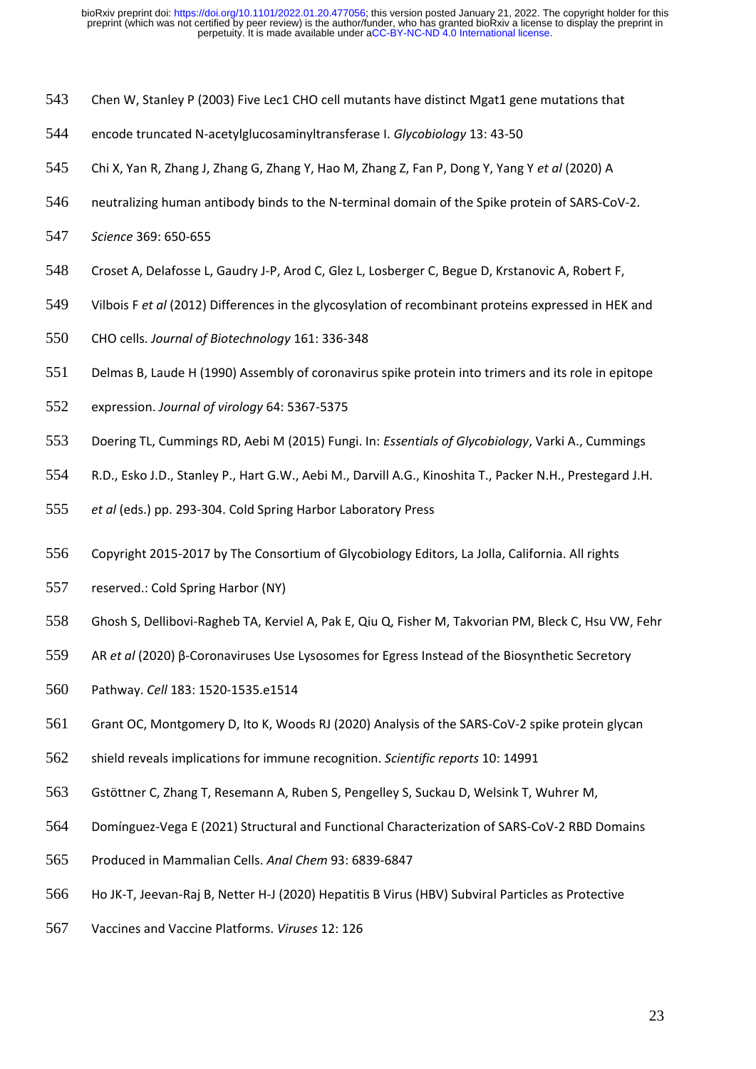Chen W, Stanley P (2003) Five Lec1 CHO cell mutants have distinct Mgat1 gene mutations that encode truncated N-acetylglucosaminyltransferase I. *Glycobiology* 13: 43-50

Chi X, Yan R, Zhang J, Zhang G, Zhang Y, Hao M, Zhang Z, Fan P, Dong Y, Yang Y *et al* (2020) A neutralizing human antibody binds to the N-terminal domain of the Spike protein of SARS-CoV-2. *Science* 369: 650-655

Croset A, Delafosse L, Gaudry J-P, Arod C, Glez L, Losberger C, Begue D, Krstanovic A, Robert F, Vilbois F *et al* (2012) Differences in the glycosylation of recombinant proteins expressed in HEK and CHO cells. *Journal of Biotechnology* 161: 336-348

Delmas B, Laude H (1990) Assembly of coronavirus spike protein into trimers and its role in epitope expression. *Journal of virology* 64: 5367-5375

Doering TL, Cummings RD, Aebi M (2015) Fungi. In: *Essentials of Glycobiology*, Varki A., Cummings R.D., Esko J.D., Stanley P., Hart G.W., Aebi M., Darvill A.G., Kinoshita T., Packer N.H., Prestegard J.H. *et al* (eds.) pp. 293-304. Cold Spring Harbor Laboratory Press

Copyright 2015-2017 by The Consortium of Glycobiology Editors, La Jolla, California. All rights reserved.: Cold Spring Harbor (NY)

Ghosh S, Dellibovi-Ragheb TA, Kerviel A, Pak E, Qiu Q, Fisher M, Takvorian PM, Bleck C, Hsu VW, Fehr AR *et al* (2020) β-Coronaviruses Use Lysosomes for Egress Instead of the Biosynthetic Secretory Pathway. *Cell* 183: 1520-1535.e1514

Grant OC, Montgomery D, Ito K, Woods RJ (2020) Analysis of the SARS-CoV-2 spike protein glycan shield reveals implications for immune recognition. *Scientific reports* 10: 14991

Gstöttner C, Zhang T, Resemann A, Ruben S, Pengelley S, Suckau D, Welsink T, Wuhrer M, Domínguez-Vega E (2021) Structural and Functional Characterization of SARS-CoV-2 RBD Domains Produced in Mammalian Cells. *Anal Chem* 93: 6839-6847

Ho JK-T, Jeevan-Raj B, Netter H-J (2020) Hepatitis B Virus (HBV) Subviral Particles as Protective Vaccines and Vaccine Platforms. *Viruses* 12: 126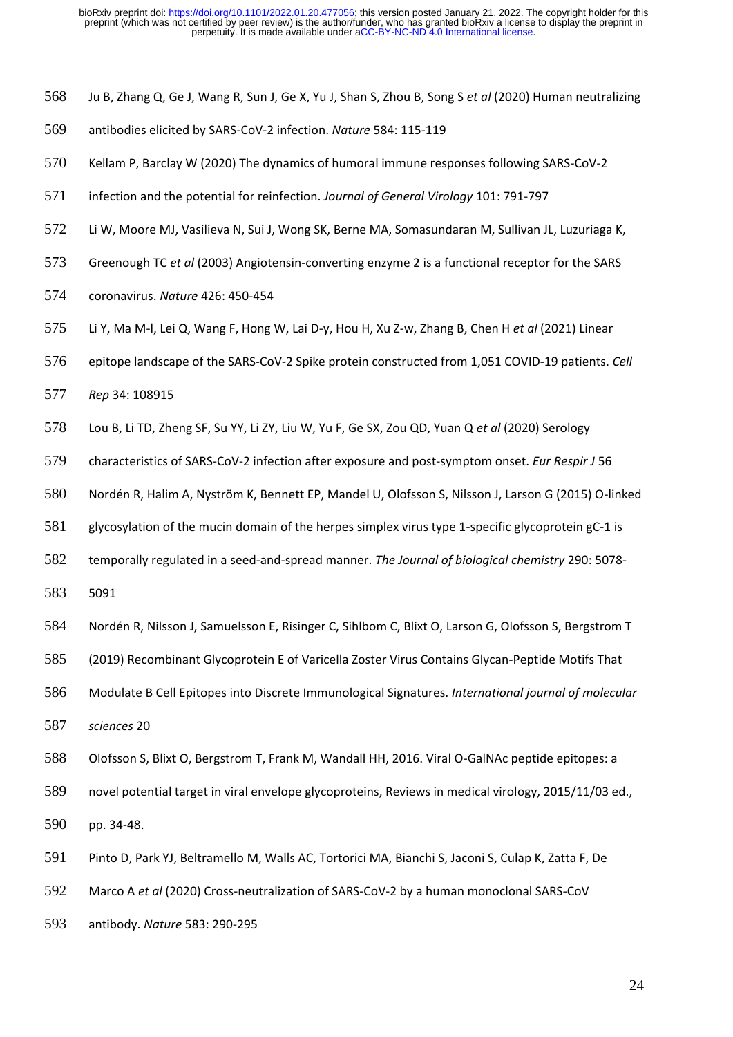Ju B, Zhang Q, Ge J, Wang R, Sun J, Ge X, Yu J, Shan S, Zhou B, Song S *et al* (2020) Human neutralizing antibodies elicited by SARS-CoV-2 infection. *Nature* 584: 115-119

Kellam P, Barclay W (2020) The dynamics of humoral immune responses following SARS-CoV-2 infection and the potential for reinfection. *Journal of General Virology* 101: 791-797

Li W, Moore MJ, Vasilieva N, Sui J, Wong SK, Berne MA, Somasundaran M, Sullivan JL, Luzuriaga K, Greenough TC *et al* (2003) Angiotensin-converting enzyme 2 is a functional receptor for the SARS coronavirus. *Nature* 426: 450-454

Li Y, Ma M-l, Lei Q, Wang F, Hong W, Lai D-y, Hou H, Xu Z-w, Zhang B, Chen H *et al* (2021) Linear epitope landscape of the SARS-CoV-2 Spike protein constructed from 1,051 COVID-19 patients. *Cell Rep* 34: 108915

Lou B, Li TD, Zheng SF, Su YY, Li ZY, Liu W, Yu F, Ge SX, Zou QD, Yuan Q *et al* (2020) Serology characteristics of SARS-CoV-2 infection after exposure and post-symptom onset. *Eur Respir J* 56

Nordén R, Halim A, Nyström K, Bennett EP, Mandel U, Olofsson S, Nilsson J, Larson G (2015) O-linked glycosylation of the mucin domain of the herpes simplex virus type 1-specific glycoprotein gC-1 is temporally regulated in a seed-and-spread manner. *The Journal of biological chemistry* 290: 5078-5091

Nordén R, Nilsson J, Samuelsson E, Risinger C, Sihlbom C, Blixt O, Larson G, Olofsson S, Bergstrom T (2019) Recombinant Glycoprotein E of Varicella Zoster Virus Contains Glycan-Peptide Motifs That Modulate B Cell Epitopes into Discrete Immunological Signatures. *International journal of molecular sciences* 20

Olofsson S, Blixt O, Bergstrom T, Frank M, Wandall HH, 2016. Viral O-GalNAc peptide epitopes: a novel potential target in viral envelope glycoproteins, Reviews in medical virology, 2015/11/03 ed., pp. 34-48.

Pinto D, Park YJ, Beltramello M, Walls AC, Tortorici MA, Bianchi S, Jaconi S, Culap K, Zatta F, De Marco A *et al* (2020) Cross-neutralization of SARS-CoV-2 by a human monoclonal SARS-CoV antibody. *Nature* 583: 290-295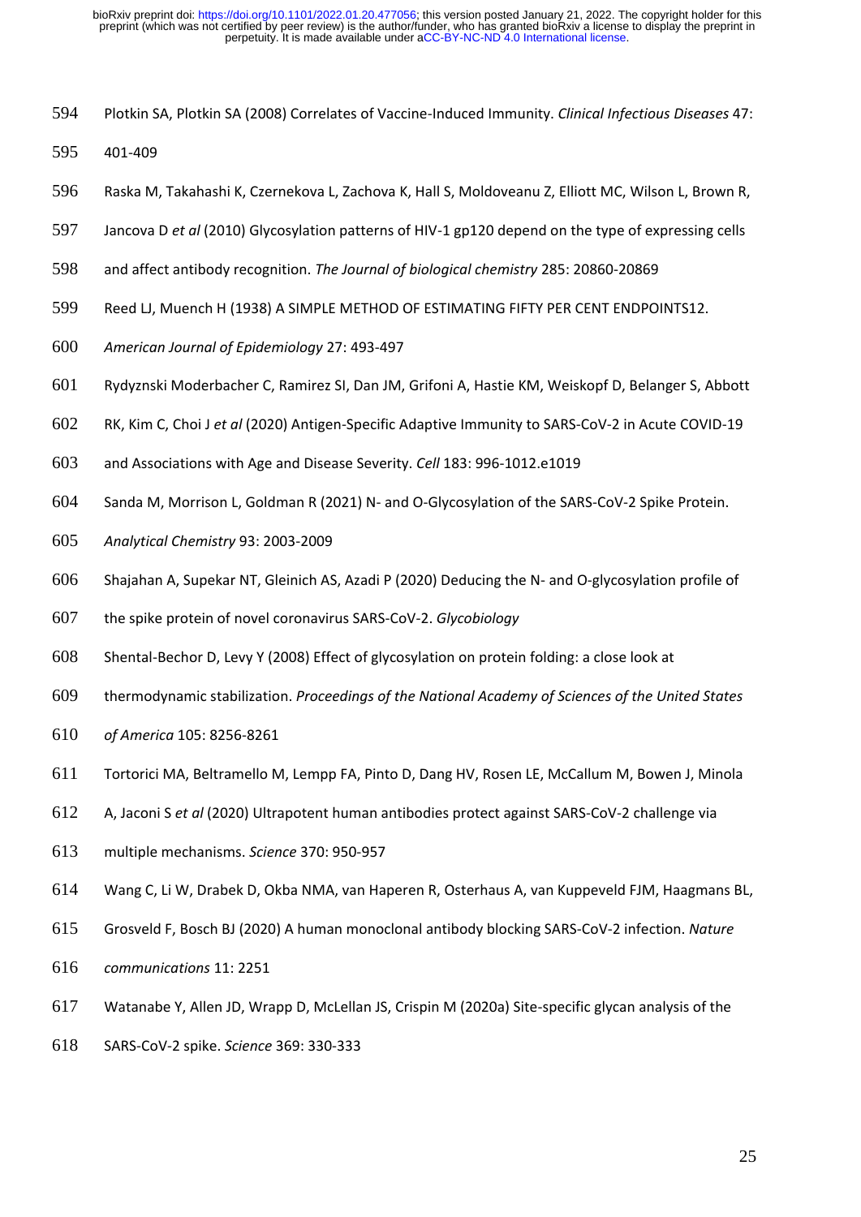Plotkin SA, Plotkin SA (2008) Correlates of Vaccine-Induced Immunity. *Clinical Infectious Diseases* 47: 401-409

Raska M, Takahashi K, Czernekova L, Zachova K, Hall S, Moldoveanu Z, Elliott MC, Wilson L, Brown R, Jancova D *et al* (2010) Glycosylation patterns of HIV-1 gp120 depend on the type of expressing cells and affect antibody recognition. *The Journal of biological chemistry* 285: 20860-20869

Reed LJ, Muench H (1938) A SIMPLE METHOD OF ESTIMATING FIFTY PER CENT ENDPOINTS12. *American Journal of Epidemiology* 27: 493-497

Rydyznski Moderbacher C, Ramirez SI, Dan JM, Grifoni A, Hastie KM, Weiskopf D, Belanger S, Abbott RK, Kim C, Choi J *et al* (2020) Antigen-Specific Adaptive Immunity to SARS-CoV-2 in Acute COVID-19 and Associations with Age and Disease Severity. *Cell* 183: 996-1012.e1019

Sanda M, Morrison L, Goldman R (2021) N- and O-Glycosylation of the SARS-CoV-2 Spike Protein. *Analytical Chemistry* 93: 2003-2009

Shajahan A, Supekar NT, Gleinich AS, Azadi P (2020) Deducing the N- and O-glycosylation profile of the spike protein of novel coronavirus SARS-CoV-2. *Glycobiology*

Shental-Bechor D, Levy Y (2008) Effect of glycosylation on protein folding: a close look at thermodynamic stabilization. *Proceedings of the National Academy of Sciences of the United States of America* 105: 8256-8261

Tortorici MA, Beltramello M, Lempp FA, Pinto D, Dang HV, Rosen LE, McCallum M, Bowen J, Minola A, Jaconi S *et al* (2020) Ultrapotent human antibodies protect against SARS-CoV-2 challenge via multiple mechanisms. *Science* 370: 950-957

Wang C, Li W, Drabek D, Okba NMA, van Haperen R, Osterhaus A, van Kuppeveld FJM, Haagmans BL, Grosveld F, Bosch BJ (2020) A human monoclonal antibody blocking SARS-CoV-2 infection. *Nature communications* 11: 2251

Watanabe Y, Allen JD, Wrapp D, McLellan JS, Crispin M (2020a) Site-specific glycan analysis of the SARS-CoV-2 spike. *Science* 369: 330-333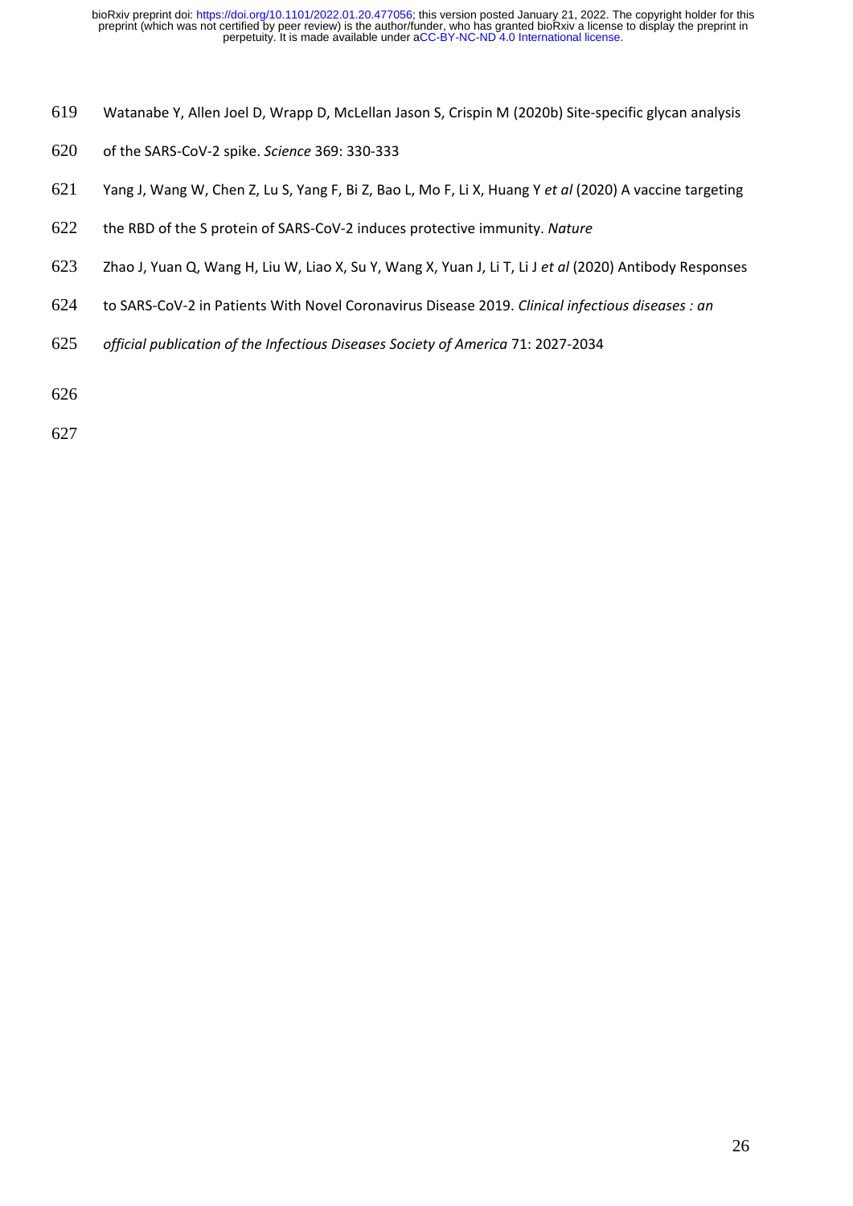Watanabe Y, Allen Joel D, Wrapp D, McLellan Jason S, Crispin M (2020b) Site-specific glycan analysis of the SARS-CoV-2 spike. *Science* 369: 330-333

Yang J, Wang W, Chen Z, Lu S, Yang F, Bi Z, Bao L, Mo F, Li X, Huang Y *et al* (2020) A vaccine targeting the RBD of the S protein of SARS-CoV-2 induces protective immunity. *Nature*

Zhao J, Yuan Q, Wang H, Liu W, Liao X, Su Y, Wang X, Yuan J, Li T, Li J *et al* (2020) Antibody Responses to SARS-CoV-2 in Patients With Novel Coronavirus Disease 2019. *Clinical infectious diseases : an official publication of the Infectious Diseases Society of America* 71: 2027-2034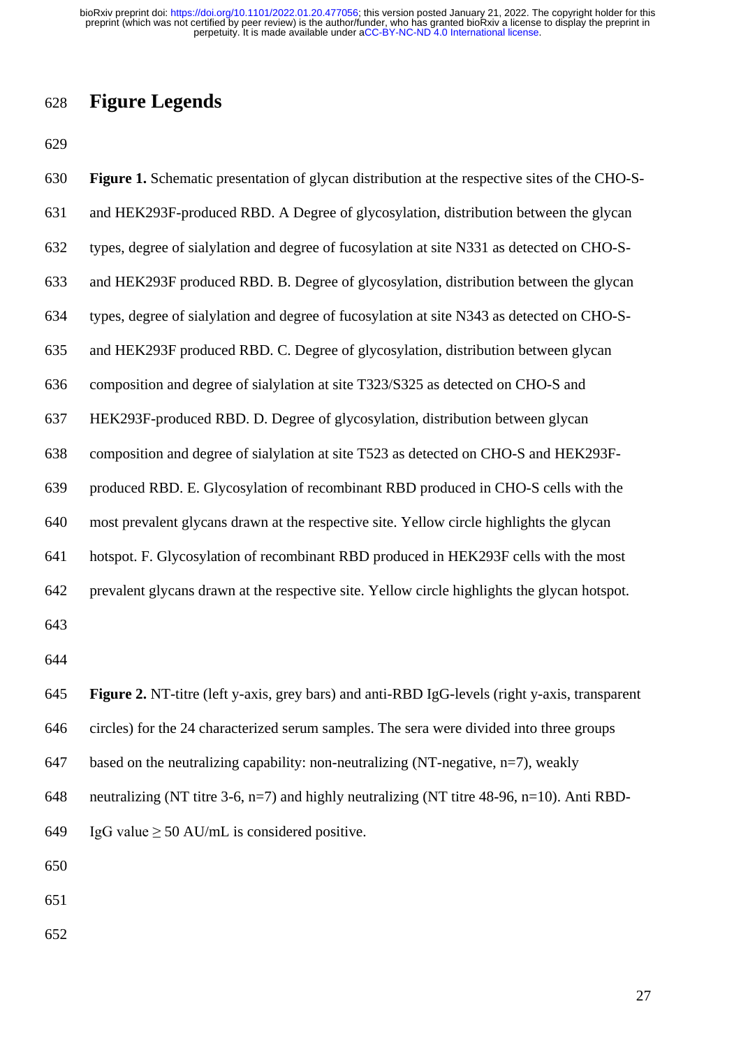# Figure Legends

**Figure 1.** Schematic presentation of glycan distribution at the respective sites of the CHO-S- and HEK293F-produced RBD. A Degree of glycosylation, distribution between the glycan types, degree of sialylation and degree of fucosylation at site N331 as detected on CHO-S- and HEK293F produced RBD. B. Degree of glycosylation, distribution between the glycan types, degree of sialylation and degree of fucosylation at site N343 as detected on CHO-S- and HEK293F produced RBD. C. Degree of glycosylation, distribution between glycan composition and degree of sialylation at site T323/S325 as detected on CHO-S and HEK293F-produced RBD. D. Degree of glycosylation, distribution between glycan composition and degree of sialylation at site T523 as detected on CHO-S and HEK293F-produced RBD. E. Glycosylation of recombinant RBD produced in CHO-S cells with the most prevalent glycans drawn at the respective site. Yellow circle highlights the glycan hotspot. F. Glycosylation of recombinant RBD produced in HEK293F cells with the most prevalent glycans drawn at the respective site. Yellow circle highlights the glycan hotspot.

**Figure 2.** NT-titre (left y-axis, grey bars) and anti-RBD IgG-levels (right y-axis, transparent circles) for the 24 characterized serum samples. The sera were divided into three groups based on the neutralizing capability: non-neutralizing (NT-negative, n=7), weakly neutralizing (NT titre 3-6, n=7) and highly neutralizing (NT titre 48-96, n=10). Anti RBD-IgG value ≥ 50 AU/mL is considered positive.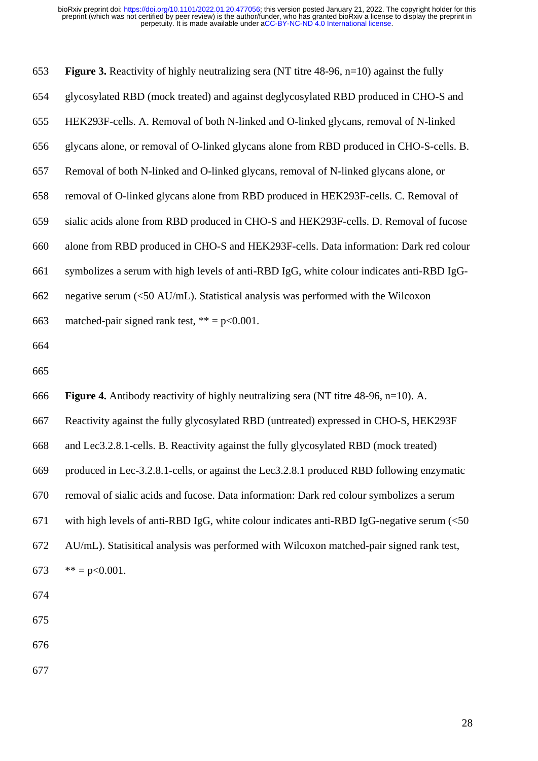**Figure 3.** Reactivity of highly neutralizing sera (NT titre 48-96, n=10) against the fully glycosylated RBD (mock treated) and against deglycosylated RBD produced in CHO-S and HEK293F-cells. A. Removal of both N-linked and O-linked glycans, removal of N-linked glycans alone, or removal of O-linked glycans alone from RBD produced in CHO-S-cells. B. Removal of both N-linked and O-linked glycans, removal of N-linked glycans alone, or removal of O-linked glycans alone from RBD produced in HEK293F-cells. C. Removal of sialic acids alone from RBD produced in CHO-S and HEK293F-cells. D. Removal of fucose alone from RBD produced in CHO-S and HEK293F-cells. Data information: Dark red colour symbolizes a serum with high levels of anti-RBD IgG, white colour indicates anti-RBD IgG-negative serum (<50 AU/mL). Statistical analysis was performed with the Wilcoxon matched-pair signed rank test, ** = $p<0.001$.

**Figure 4.** Antibody reactivity of highly neutralizing sera (NT titre 48-96, n=10). A. Reactivity against the fully glycosylated RBD (untreated) expressed in CHO-S, HEK293F and Lec3.2.8.1-cells. B. Reactivity against the fully glycosylated RBD (mock treated) produced in Lec-3.2.8.1-cells, or against the Lec3.2.8.1 produced RBD following enzymatic removal of sialic acids and fucose. Data information: Dark red colour symbolizes a serum with high levels of anti-RBD IgG, white colour indicates anti-RBD IgG-negative serum (<50 AU/mL). Statisitical analysis was performed with Wilcoxon matched-pair signed rank test, ** = $p<0.001$.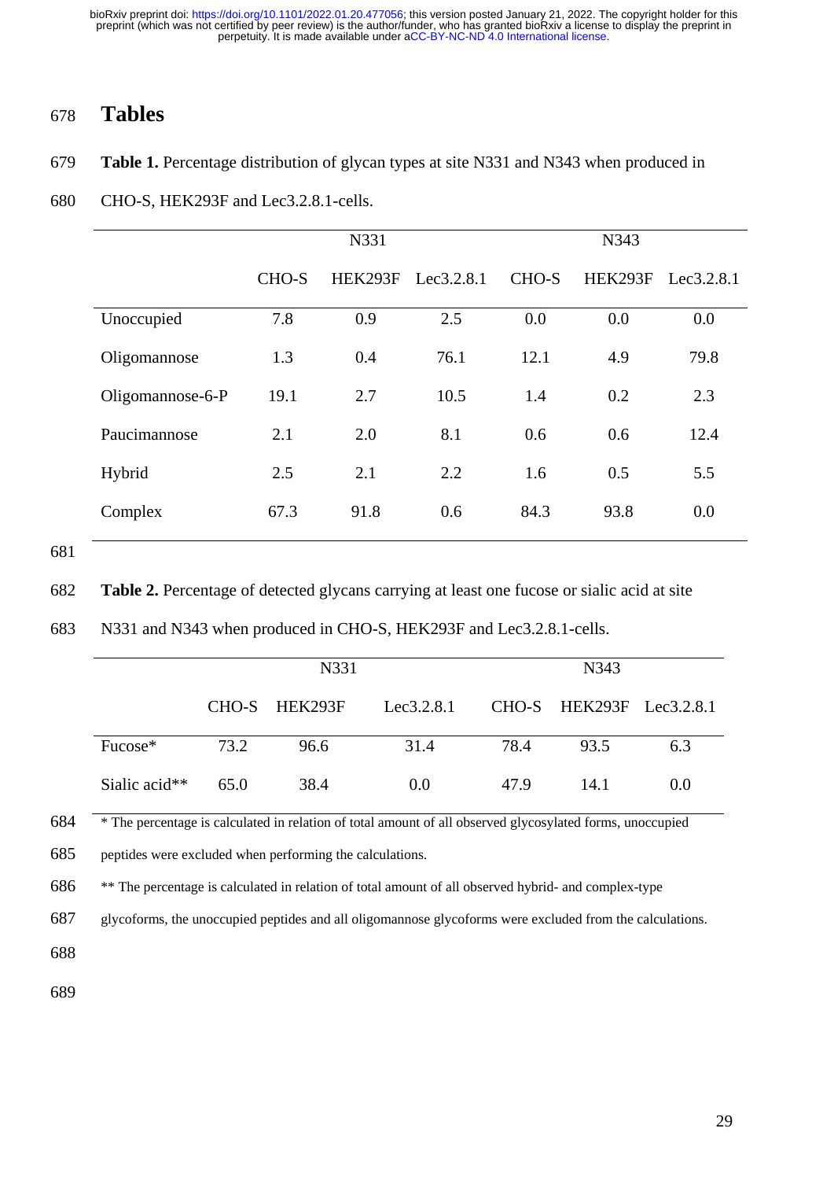# Tables

**Table 1.** Percentage distribution of glycan types at site N331 and N343 when produced in CHO-S, HEK293F and Lec3.2.8.1-cells.

| | N331 | | | N343 | | |
|---|---|---|---|---|---|---|
| | CHO-S | HEK293F | Lec3.2.8.1 | CHO-S | HEK293F | Lec3.2.8.1 |
| Unoccupied | 7.8 | 0.9 | 2.5 | 0.0 | 0.0 | 0.0 |
| Oligomannose | 1.3 | 0.4 | 76.1 | 12.1 | 4.9 | 79.8 |
| Oligomannose-6-P | 19.1 | 2.7 | 10.5 | 1.4 | 0.2 | 2.3 |
| Paucimannose | 2.1 | 2.0 | 8.1 | 0.6 | 0.6 | 12.4 |
| Hybrid | 2.5 | 2.1 | 2.2 | 1.6 | 0.5 | 5.5 |
| Complex | 67.3 | 91.8 | 0.6 | 84.3 | 93.8 | 0.0 |

**Table 2.** Percentage of detected glycans carrying at least one fucose or sialic acid at site N331 and N343 when produced in CHO-S, HEK293F and Lec3.2.8.1-cells.

| | N331 | | | N343 | | |
|---|---|---|---|---|---|---|
| | CHO-S | HEK293F | Lec3.2.8.1 | CHO-S | HEK293F | Lec3.2.8.1 |
| Fucose* | 73.2 | 96.6 | 31.4 | 78.4 | 93.5 | 6.3 |
| Sialic acid** | 65.0 | 38.4 | 0.0 | 47.9 | 14.1 | 0.0 |

* The percentage is calculated in relation of total amount of all observed glycosylated forms, unoccupied peptides were excluded when performing the calculations.

** The percentage is calculated in relation of total amount of all observed hybrid- and complex-type glycoforms, the unoccupied peptides and all oligomannose glycoforms were excluded from the calculations.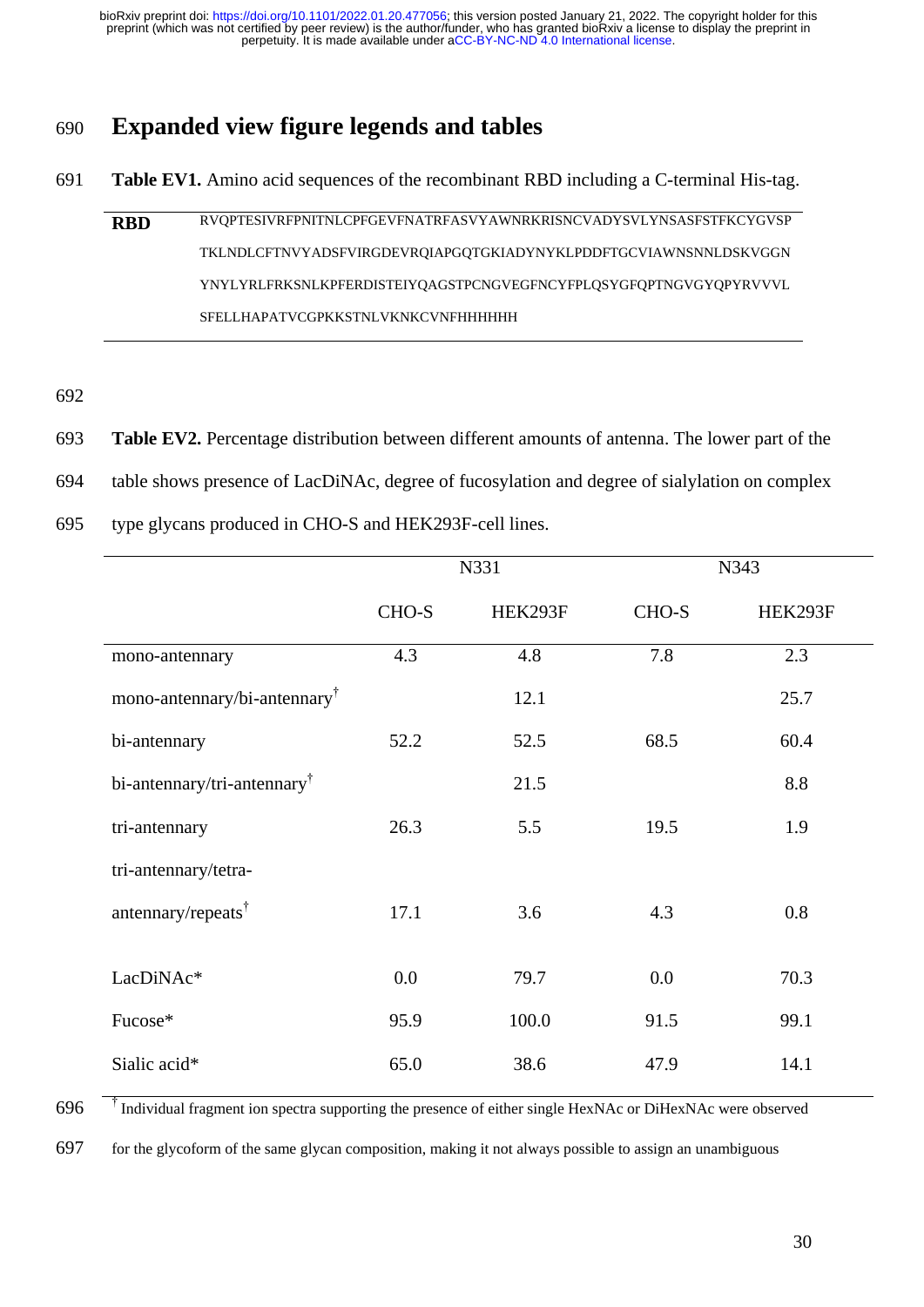# Expanded view figure legends and tables

**Table EV1.** Amino acid sequences of the recombinant RBD including a C-terminal His-tag.

| | |
|---|---|
| **RBD** | RVQPTESIVRFPNITNLCPFGEVFNATRFASVYAWNRKRISNCVADYSVLYNSASFSTFKCYGVSP TKLNDLCFTNVYADSFVIRGDEVRQIAPGQTGKIADYNYKLPDDFTGCVIAWNSNNLDSKVGGN YNYLYRLFRKSNLKPFERDISTEIYQAGSTPCNGVEGFNCYFPLQSYGFQPTNGVGYQPYRVVVL SFELLHAPATVCGPKKSTNLVKNKCVNFHHHHHH |

**Table EV2.** Percentage distribution between different amounts of antenna. The lower part of the table shows presence of LacDiNAc, degree of fucosylation and degree of sialylation on complex type glycans produced in CHO-S and HEK293F-cell lines.

| | N331 | | N343 | |
|---|---|---|---|---|
| | CHO-S | HEK293F | CHO-S | HEK293F |
| mono-antennary | 4.3 | 4.8 | 7.8 | 2.3 |
| mono-antennary/bi-antennary† | | 12.1 | | 25.7 |
| bi-antennary | 52.2 | 52.5 | 68.5 | 60.4 |
| bi-antennary/tri-antennary† | | 21.5 | | 8.8 |
| tri-antennary | 26.3 | 5.5 | 19.5 | 1.9 |
| tri-antennary/tetra-antennary/repeats† | 17.1 | 3.6 | 4.3 | 0.8 |
| LacDiNAc* | 0.0 | 79.7 | 0.0 | 70.3 |
| Fucose* | 95.9 | 100.0 | 91.5 | 99.1 |
| Sialic acid* | 65.0 | 38.6 | 47.9 | 14.1 |

† Individual fragment ion spectra supporting the presence of either single HexNAc or DiHexNAc were observed for the glycoform of the same glycan composition, making it not always possible to assign an unambiguous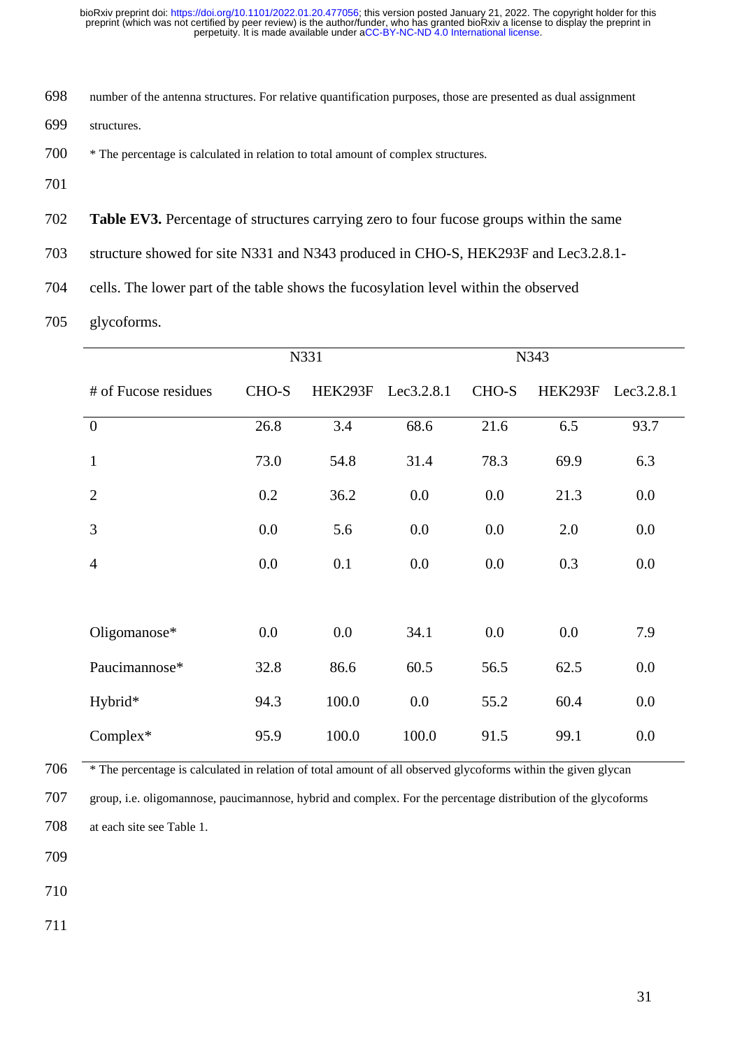number of the antenna structures. For relative quantification purposes, those are presented as dual assignment structures.

* The percentage is calculated in relation to total amount of complex structures.

**Table EV3.** Percentage of structures carrying zero to four fucose groups within the same structure showed for site N331 and N343 produced in CHO-S, HEK293F and Lec3.2.8.1-cells. The lower part of the table shows the fucosylation level within the observed glycoforms.

| | N331 | | | N343 | | |
|---|---|---|---|---|---|---|
| # of Fucose residues | CHO-S | HEK293F | Lec3.2.8.1 | CHO-S | HEK293F | Lec3.2.8.1 |
| 0 | 26.8 | 3.4 | 68.6 | 21.6 | 6.5 | 93.7 |
| 1 | 73.0 | 54.8 | 31.4 | 78.3 | 69.9 | 6.3 |
| 2 | 0.2 | 36.2 | 0.0 | 0.0 | 21.3 | 0.0 |
| 3 | 0.0 | 5.6 | 0.0 | 0.0 | 2.0 | 0.0 |
| 4 | 0.0 | 0.1 | 0.0 | 0.0 | 0.3 | 0.0 |
| | | | | | | |
| Oligomanose* | 0.0 | 0.0 | 34.1 | 0.0 | 0.0 | 7.9 |
| Paucimannose* | 32.8 | 86.6 | 60.5 | 56.5 | 62.5 | 0.0 |
| Hybrid* | 94.3 | 100.0 | 0.0 | 55.2 | 60.4 | 0.0 |
| Complex* | 95.9 | 100.0 | 100.0 | 91.5 | 99.1 | 0.0 |

* The percentage is calculated in relation of total amount of all observed glycoforms within the given glycan group, i.e. oligomannose, paucimannose, hybrid and complex. For the percentage distribution of the glycoforms at each site see Table 1.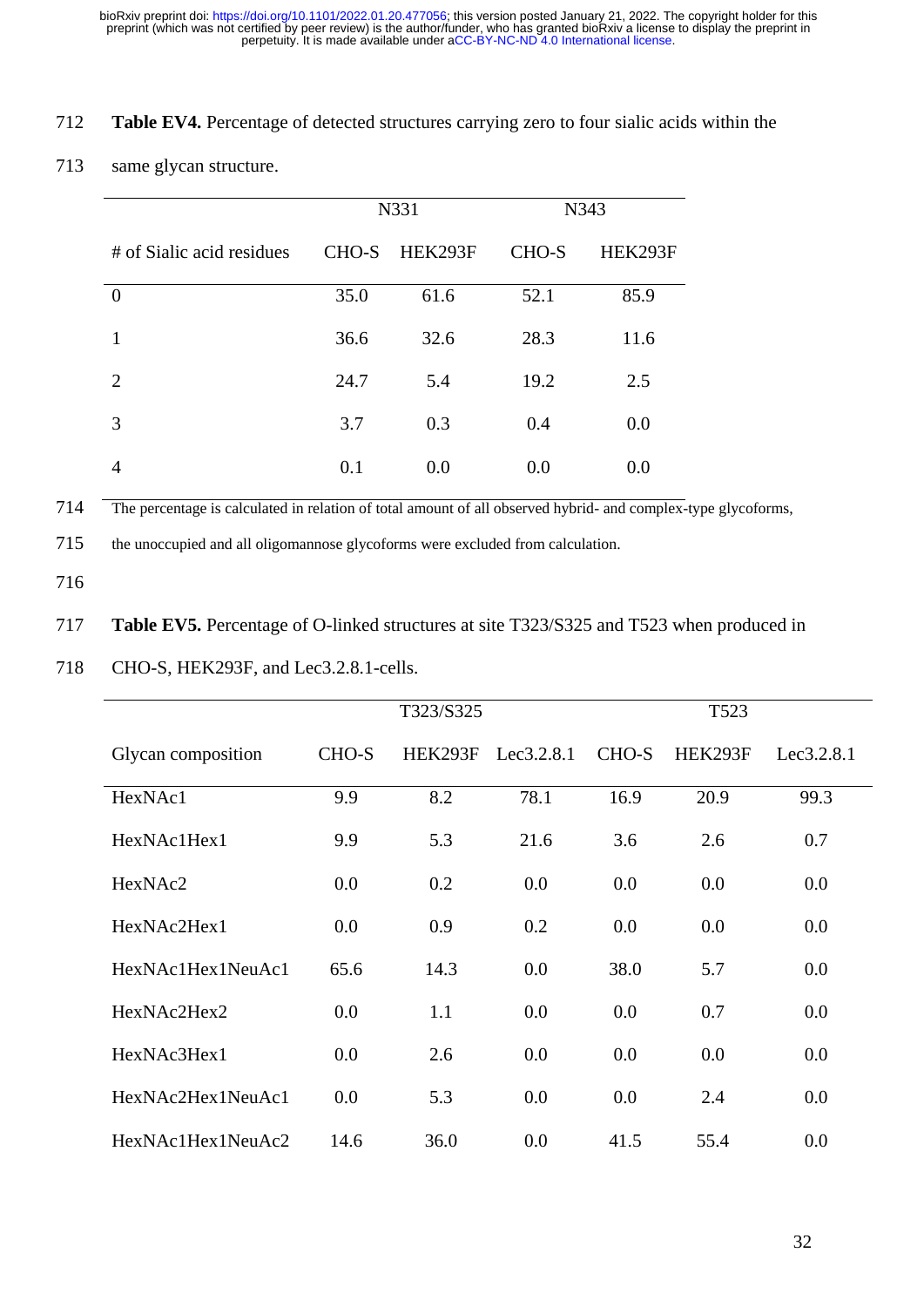**Table EV4.** Percentage of detected structures carrying zero to four sialic acids within the same glycan structure.

| | N331 | | N343 | |
|---|---|---|---|---|
| # of Sialic acid residues | CHO-S | HEK293F | CHO-S | HEK293F |
| 0 | 35.0 | 61.6 | 52.1 | 85.9 |
| 1 | 36.6 | 32.6 | 28.3 | 11.6 |
| 2 | 24.7 | 5.4 | 19.2 | 2.5 |
| 3 | 3.7 | 0.3 | 0.4 | 0.0 |
| 4 | 0.1 | 0.0 | 0.0 | 0.0 |

The percentage is calculated in relation of total amount of all observed hybrid- and complex-type glycoforms, the unoccupied and all oligomannose glycoforms were excluded from calculation.

**Table EV5.** Percentage of O-linked structures at site T323/S325 and T523 when produced in CHO-S, HEK293F, and Lec3.2.8.1-cells.

| | T323/S325 | | | T523 | | |
|---|---|---|---|---|---|---|
| Glycan composition | CHO-S | HEK293F | Lec3.2.8.1 | CHO-S | HEK293F | Lec3.2.8.1 |
| HexNAc1 | 9.9 | 8.2 | 78.1 | 16.9 | 20.9 | 99.3 |
| HexNAc1Hex1 | 9.9 | 5.3 | 21.6 | 3.6 | 2.6 | 0.7 |
| HexNAc2 | 0.0 | 0.2 | 0.0 | 0.0 | 0.0 | 0.0 |
| HexNAc2Hex1 | 0.0 | 0.9 | 0.2 | 0.0 | 0.0 | 0.0 |
| HexNAc1Hex1NeuAc1 | 65.6 | 14.3 | 0.0 | 38.0 | 5.7 | 0.0 |
| HexNAc2Hex2 | 0.0 | 1.1 | 0.0 | 0.0 | 0.7 | 0.0 |
| HexNAc3Hex1 | 0.0 | 2.6 | 0.0 | 0.0 | 0.0 | 0.0 |
| HexNAc2Hex1NeuAc1 | 0.0 | 5.3 | 0.0 | 0.0 | 2.4 | 0.0 |
| HexNAc1Hex1NeuAc2 | 14.6 | 36.0 | 0.0 | 41.5 | 55.4 | 0.0 |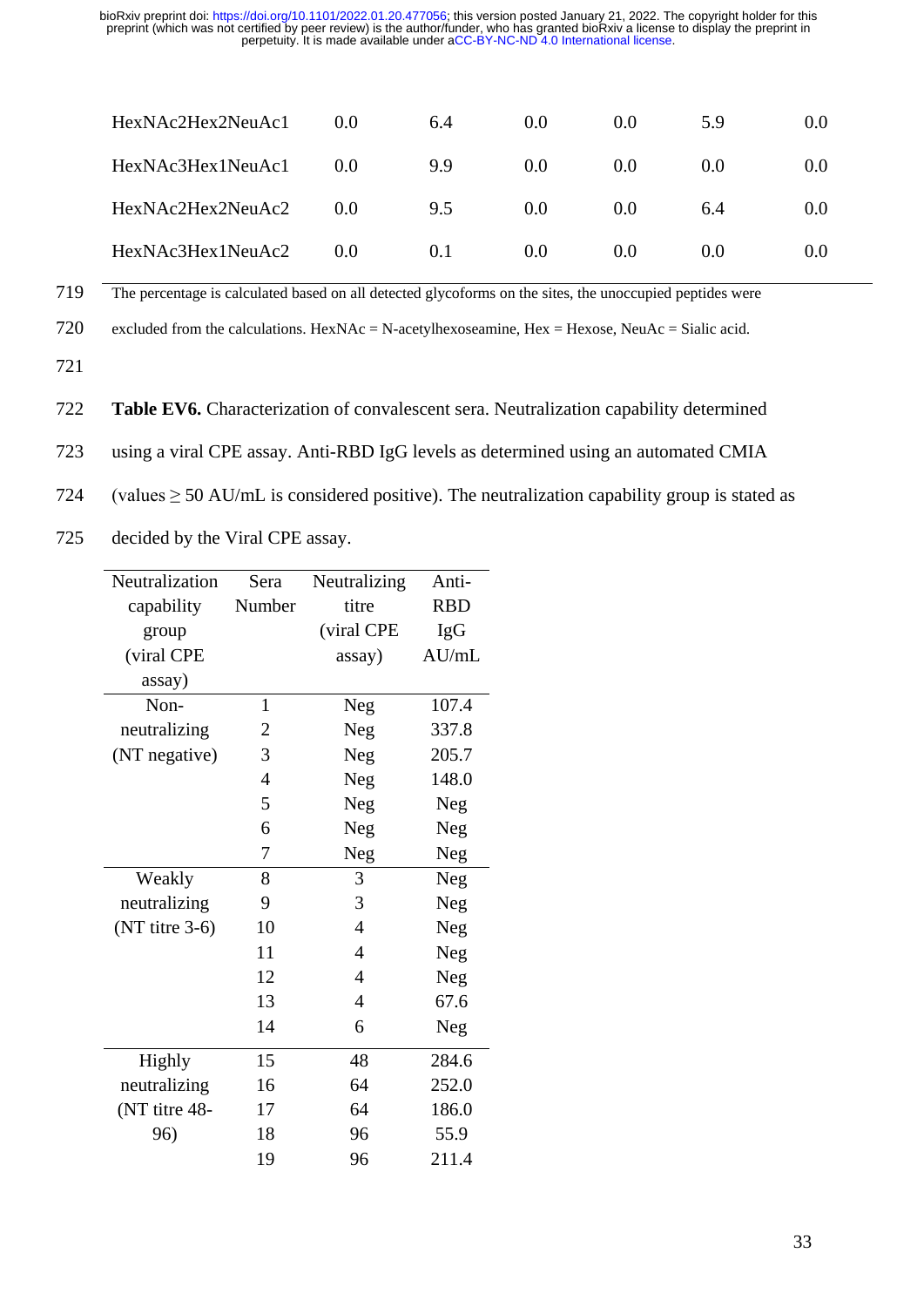| HexNAc2Hex2NeuAc1 | 0.0 | 6.4 | 0.0 | 0.0 | 5.9 | 0.0 |
|---|---|---|---|---|---|---|
| HexNAc3Hex1NeuAc1 | 0.0 | 9.9 | 0.0 | 0.0 | 0.0 | 0.0 |
| HexNAc2Hex2NeuAc2 | 0.0 | 9.5 | 0.0 | 0.0 | 6.4 | 0.0 |
| HexNAc3Hex1NeuAc2 | 0.0 | 0.1 | 0.0 | 0.0 | 0.0 | 0.0 |

The percentage is calculated based on all detected glycoforms on the sites, the unoccupied peptides were excluded from the calculations. HexNAc = N-acetylhexoseamine, Hex = Hexose, NeuAc = Sialic acid.

**Table EV6.** Characterization of convalescent sera. Neutralization capability determined using a viral CPE assay. Anti-RBD IgG levels as determined using an automated CMIA (values ≥ 50 AU/mL is considered positive). The neutralization capability group is stated as decided by the Viral CPE assay.

| Neutralization capability group (viral CPE assay) | Sera Number | Neutralizing titre (viral CPE assay) | Anti-RBD IgG AU/mL |
|---|---|---|---|
| Non-neutralizing (NT negative) | 1 | Neg | 107.4 |
| | 2 | Neg | 337.8 |
| | 3 | Neg | 205.7 |
| | 4 | Neg | 148.0 |
| | 5 | Neg | Neg |
| | 6 | Neg | Neg |
| | 7 | Neg | Neg |
| Weakly neutralizing (NT titre 3-6) | 8 | 3 | Neg |
| | 9 | 3 | Neg |
| | 10 | 4 | Neg |
| | 11 | 4 | Neg |
| | 12 | 4 | Neg |
| | 13 | 4 | 67.6 |
| | 14 | 6 | Neg |
| Highly neutralizing (NT titre 48-96) | 15 | 48 | 284.6 |
| | 16 | 64 | 252.0 |
| | 17 | 64 | 186.0 |
| | 18 | 96 | 55.9 |
| | 19 | 96 | 211.4 |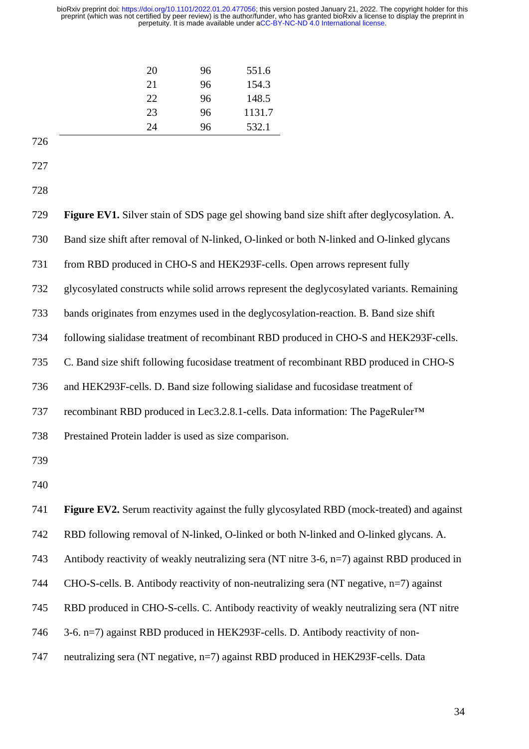| | | |
|---|---|---|
| 20 | 96 | 551.6 |
| 21 | 96 | 154.3 |
| 22 | 96 | 148.5 |
| 23 | 96 | 1131.7 |
| 24 | 96 | 532.1 |

**Figure EV1.** Silver stain of SDS page gel showing band size shift after deglycosylation. A. Band size shift after removal of N-linked, O-linked or both N-linked and O-linked glycans from RBD produced in CHO-S and HEK293F-cells. Open arrows represent fully glycosylated constructs while solid arrows represent the deglycosylated variants. Remaining bands originates from enzymes used in the deglycosylation-reaction. B. Band size shift following sialidase treatment of recombinant RBD produced in CHO-S and HEK293F-cells. C. Band size shift following fucosidase treatment of recombinant RBD produced in CHO-S and HEK293F-cells. D. Band size following sialidase and fucosidase treatment of recombinant RBD produced in Lec3.2.8.1-cells. Data information: The PageRuler™ Prestained Protein ladder is used as size comparison.

**Figure EV2.** Serum reactivity against the fully glycosylated RBD (mock-treated) and against RBD following removal of N-linked, O-linked or both N-linked and O-linked glycans. A. Antibody reactivity of weakly neutralizing sera (NT nitre 3-6, n=7) against RBD produced in CHO-S-cells. B. Antibody reactivity of non-neutralizing sera (NT negative, n=7) against RBD produced in CHO-S-cells. C. Antibody reactivity of weakly neutralizing sera (NT nitre 3-6. n=7) against RBD produced in HEK293F-cells. D. Antibody reactivity of non-neutralizing sera (NT negative, n=7) against RBD produced in HEK293F-cells. Data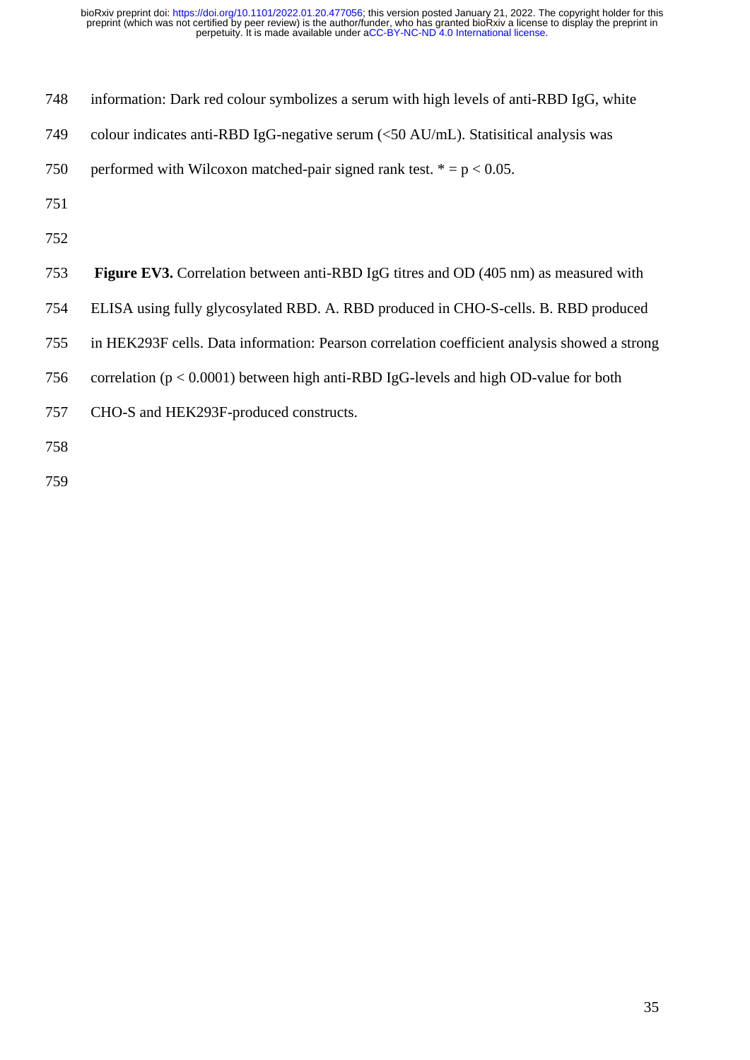information: Dark red colour symbolizes a serum with high levels of anti-RBD IgG, white colour indicates anti-RBD IgG-negative serum (<50 AU/mL). Statisitical analysis was performed with Wilcoxon matched-pair signed rank test. * = $p < 0.05$.

**Figure EV3.** Correlation between anti-RBD IgG titres and OD (405 nm) as measured with ELISA using fully glycosylated RBD. A. RBD produced in CHO-S-cells. B. RBD produced in HEK293F cells. Data information: Pearson correlation coefficient analysis showed a strong correlation ($p < 0.0001$) between high anti-RBD IgG-levels and high OD-value for both CHO-S and HEK293F-produced constructs.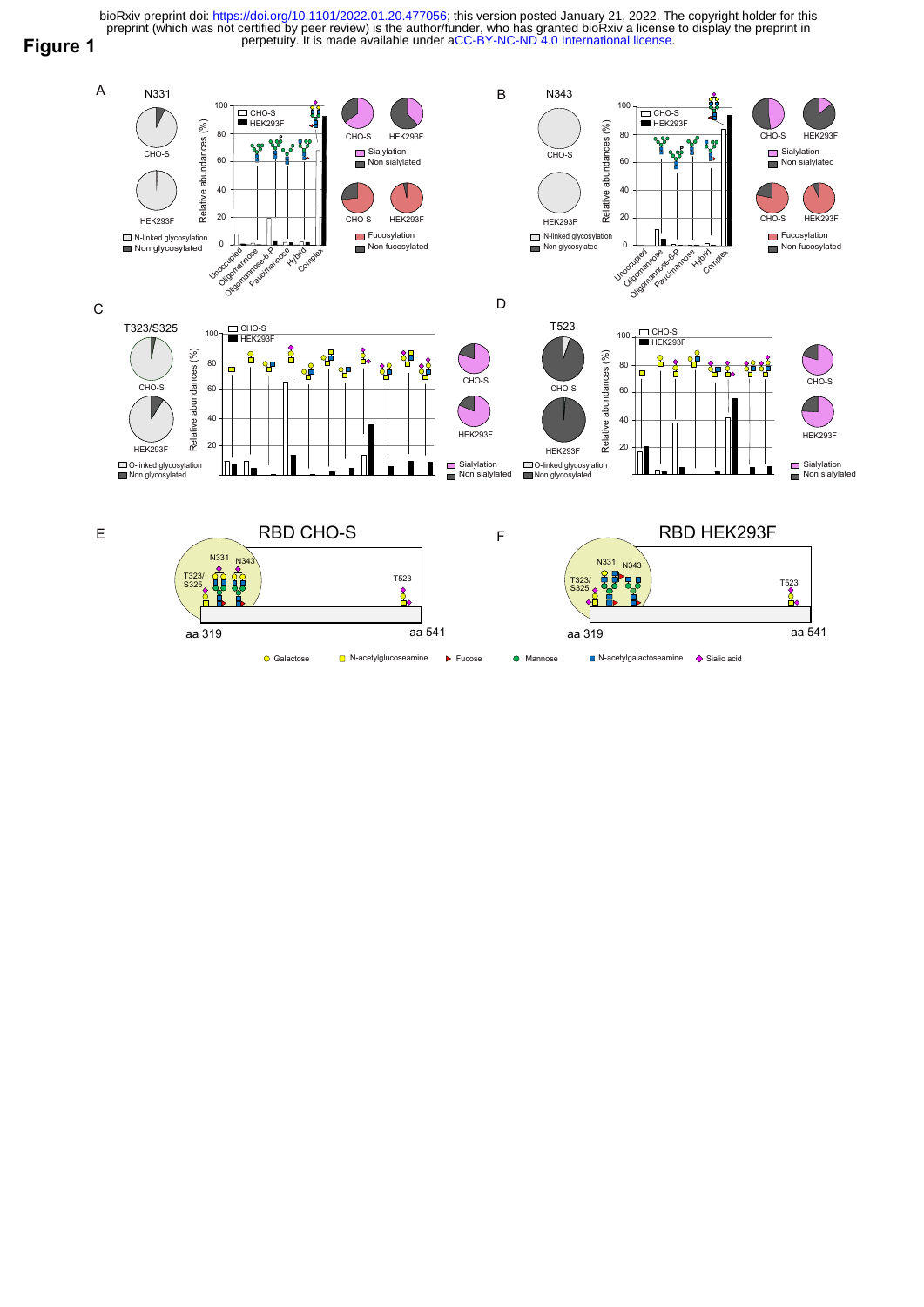# Figure 1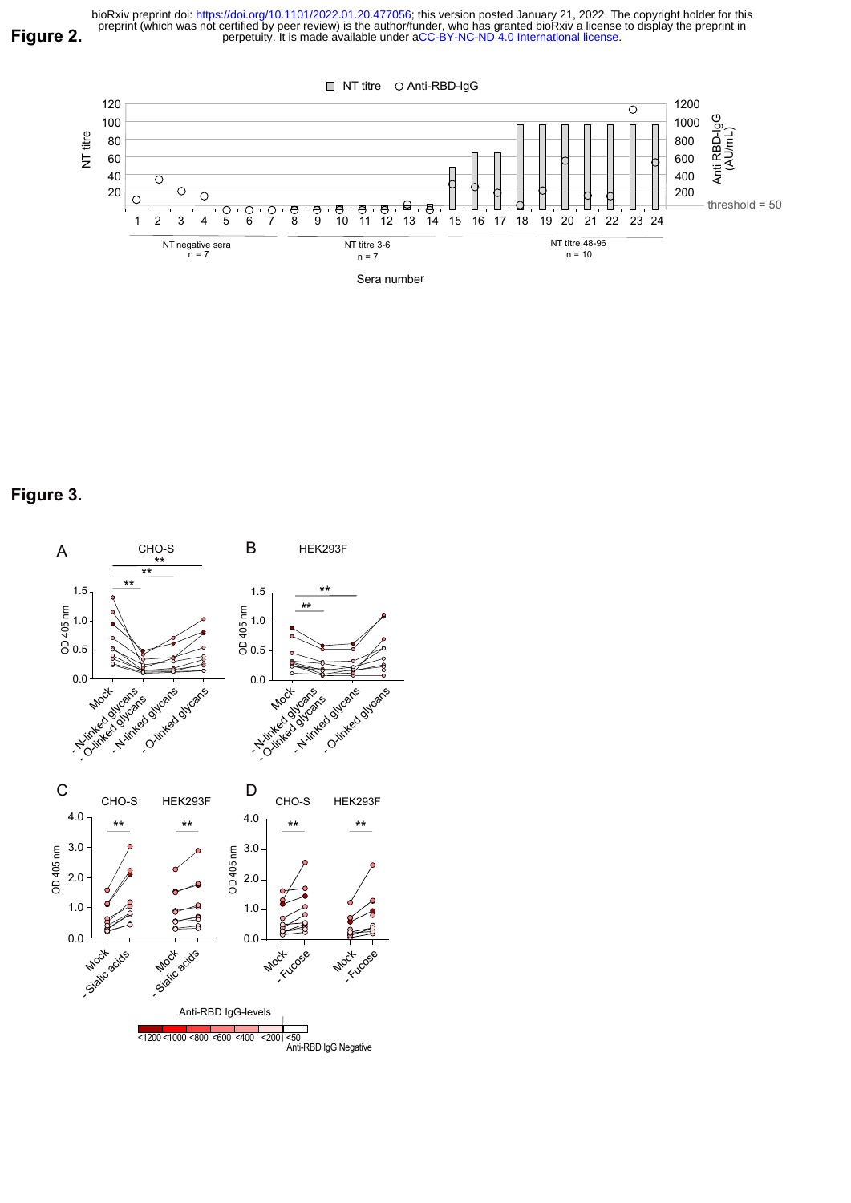**Figure 2.**

**Figure 3.**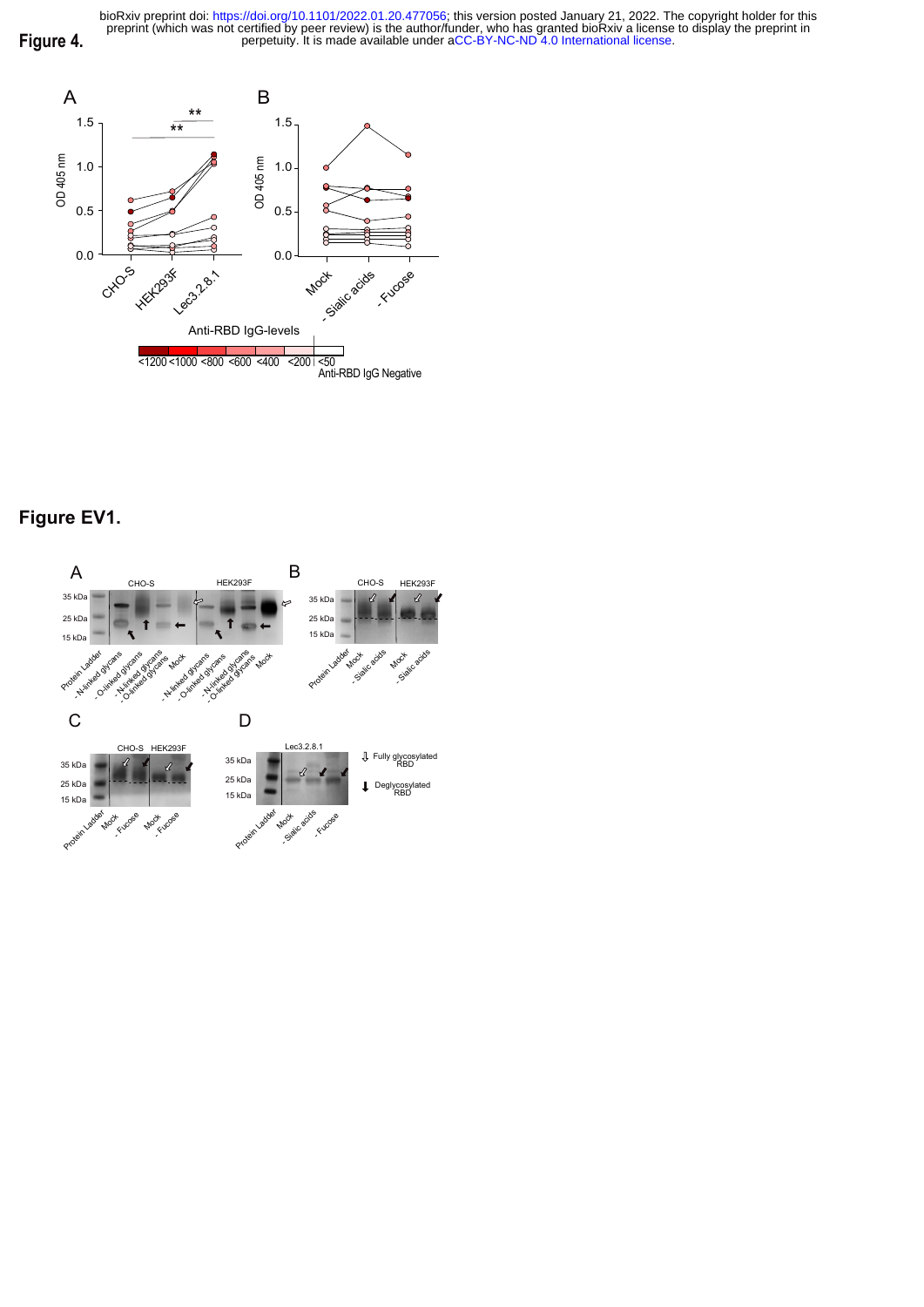# Figure 4.

# Figure EV1.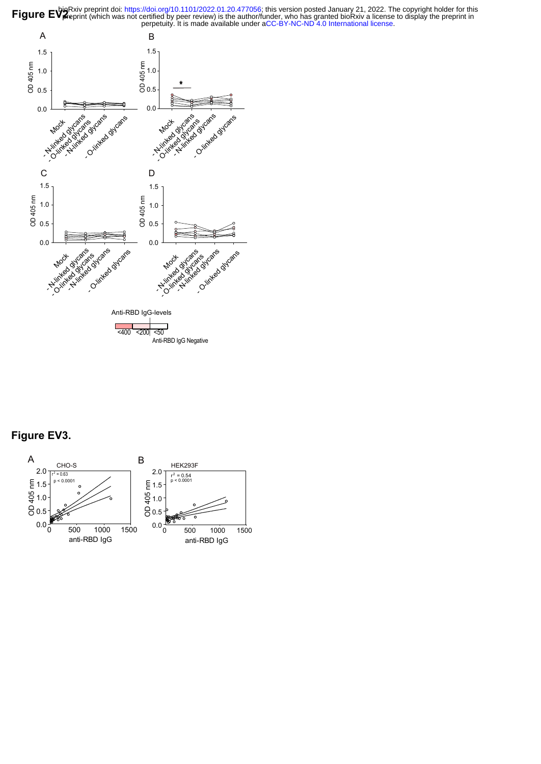**Figure EV2.**

A

1.5
1.0
0.5
0.0
OD 405 nm

Mock
- N-linked glycans
- O-linked glycans
- N-linked glycans
- O-linked glycans

B

1.5
1.0
0.5
0.0
OD 405 nm

*

Mock
- N-linked glycans
- O-linked glycans
- N-linked glycans
- O-linked glycans

C

1.5
1.0
0.5
0.0
OD 405 nm

Mock
- N-linked glycans
- O-linked glycans
- N-linked glycans
- O-linked glycans

D

1.5
1.0
0.5
0.0
OD 405 nm

Mock
- N-linked glycans
- O-linked glycans
- N-linked glycans
- O-linked glycans

Anti-RBD IgG-levels

<400 <200 <50

Anti-RBD IgG Negative

**Figure EV3.**

A

CHO-S

$r^2 = 0.63$
$p < 0.0001$

2.0
1.5
1.0
0.5
0.0
OD 405 nm

0 500 1000 1500
anti-RBD IgG

B

HEK293F

$r^2 = 0.54$
$p < 0.0001$

2.0
1.5
1.0
0.5
0.0
OD 405 nm

0 500 1000 1500
anti-RBD IgG